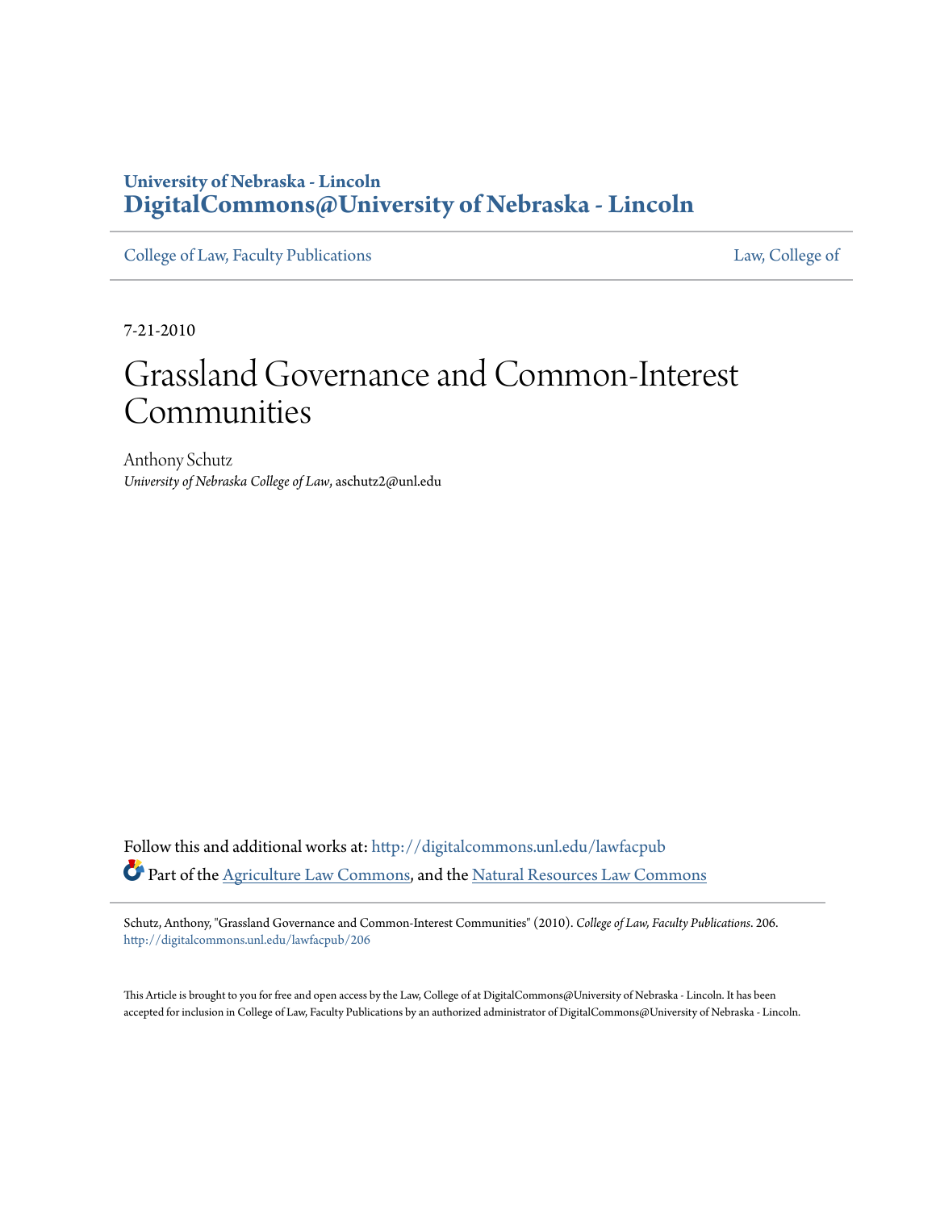**University of Nebraska - Lincoln**
**DigitalCommons@University of Nebraska - Lincoln**

College of Law, Faculty Publications | Law, College of

7-21-2010

# Grassland Governance and Common-Interest Communities

Anthony Schutz
*University of Nebraska College of Law*, aschutz2@unl.edu

Follow this and additional works at: http://digitalcommons.unl.edu/lawfacpub

Part of the Agriculture Law Commons, and the Natural Resources Law Commons

Schutz, Anthony, "Grassland Governance and Common-Interest Communities" (2010). *College of Law, Faculty Publications*. 206.
http://digitalcommons.unl.edu/lawfacpub/206

This Article is brought to you for free and open access by the Law, College of at DigitalCommons@University of Nebraska - Lincoln. It has been accepted for inclusion in College of Law, Faculty Publications by an authorized administrator of DigitalCommons@University of Nebraska - Lincoln.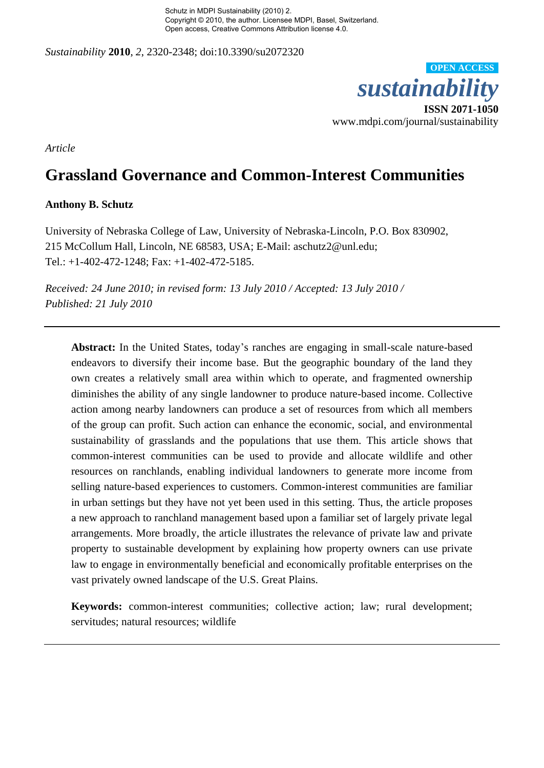Schutz in MDPI Sustainability (2010) 2.
Copyright © 2010, the author. Licensee MDPI, Basel, Switzerland.
Open access, Creative Commons Attribution license 4.0.

*Sustainability* **2010**, *2*, 2320-2348; doi:10.3390/su2072320

**OPEN ACCESS**

*sustainability*

**ISSN 2071-1050**

www.mdpi.com/journal/sustainability

*Article*

# Grassland Governance and Common-Interest Communities

**Anthony B. Schutz**

University of Nebraska College of Law, University of Nebraska-Lincoln, P.O. Box 830902, 215 McCollum Hall, Lincoln, NE 68583, USA; E-Mail: aschutz2@unl.edu; Tel.: +1-402-472-1248; Fax: +1-402-472-5185.

*Received: 24 June 2010; in revised form: 13 July 2010 / Accepted: 13 July 2010 / Published: 21 July 2010*

---

**Abstract:** In the United States, today's ranches are engaging in small-scale nature-based endeavors to diversify their income base. But the geographic boundary of the land they own creates a relatively small area within which to operate, and fragmented ownership diminishes the ability of any single landowner to produce nature-based income. Collective action among nearby landowners can produce a set of resources from which all members of the group can profit. Such action can enhance the economic, social, and environmental sustainability of grasslands and the populations that use them. This article shows that common-interest communities can be used to provide and allocate wildlife and other resources on ranchlands, enabling individual landowners to generate more income from selling nature-based experiences to customers. Common-interest communities are familiar in urban settings but they have not yet been used in this setting. Thus, the article proposes a new approach to ranchland management based upon a familiar set of largely private legal arrangements. More broadly, the article illustrates the relevance of private law and private property to sustainable development by explaining how property owners can use private law to engage in environmentally beneficial and economically profitable enterprises on the vast privately owned landscape of the U.S. Great Plains.

**Keywords:** common-interest communities; collective action; law; rural development; servitudes; natural resources; wildlife

---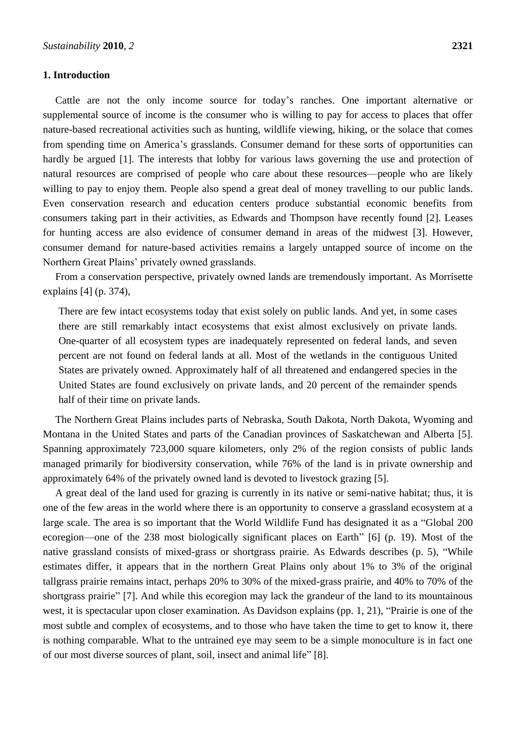## 1. Introduction

Cattle are not the only income source for today's ranches. One important alternative or supplemental source of income is the consumer who is willing to pay for access to places that offer nature-based recreational activities such as hunting, wildlife viewing, hiking, or the solace that comes from spending time on America's grasslands. Consumer demand for these sorts of opportunities can hardly be argued [1]. The interests that lobby for various laws governing the use and protection of natural resources are comprised of people who care about these resources—people who are likely willing to pay to enjoy them. People also spend a great deal of money travelling to our public lands. Even conservation research and education centers produce substantial economic benefits from consumers taking part in their activities, as Edwards and Thompson have recently found [2]. Leases for hunting access are also evidence of consumer demand in areas of the midwest [3]. However, consumer demand for nature-based activities remains a largely untapped source of income on the Northern Great Plains' privately owned grasslands.

From a conservation perspective, privately owned lands are tremendously important. As Morrisette explains [4] (p. 374),

> There are few intact ecosystems today that exist solely on public lands. And yet, in some cases there are still remarkably intact ecosystems that exist almost exclusively on private lands. One-quarter of all ecosystem types are inadequately represented on federal lands, and seven percent are not found on federal lands at all. Most of the wetlands in the contiguous United States are privately owned. Approximately half of all threatened and endangered species in the United States are found exclusively on private lands, and 20 percent of the remainder spends half of their time on private lands.

The Northern Great Plains includes parts of Nebraska, South Dakota, North Dakota, Wyoming and Montana in the United States and parts of the Canadian provinces of Saskatchewan and Alberta [5]. Spanning approximately 723,000 square kilometers, only 2% of the region consists of public lands managed primarily for biodiversity conservation, while 76% of the land is in private ownership and approximately 64% of the privately owned land is devoted to livestock grazing [5].

A great deal of the land used for grazing is currently in its native or semi-native habitat; thus, it is one of the few areas in the world where there is an opportunity to conserve a grassland ecosystem at a large scale. The area is so important that the World Wildlife Fund has designated it as a "Global 200 ecoregion—one of the 238 most biologically significant places on Earth" [6] (p. 19). Most of the native grassland consists of mixed-grass or shortgrass prairie. As Edwards describes (p. 5), "While estimates differ, it appears that in the northern Great Plains only about 1% to 3% of the original tallgrass prairie remains intact, perhaps 20% to 30% of the mixed-grass prairie, and 40% to 70% of the shortgrass prairie" [7]. And while this ecoregion may lack the grandeur of the land to its mountainous west, it is spectacular upon closer examination. As Davidson explains (pp. 1, 21), "Prairie is one of the most subtle and complex of ecosystems, and to those who have taken the time to get to know it, there is nothing comparable. What to the untrained eye may seem to be a simple monoculture is in fact one of our most diverse sources of plant, soil, insect and animal life" [8].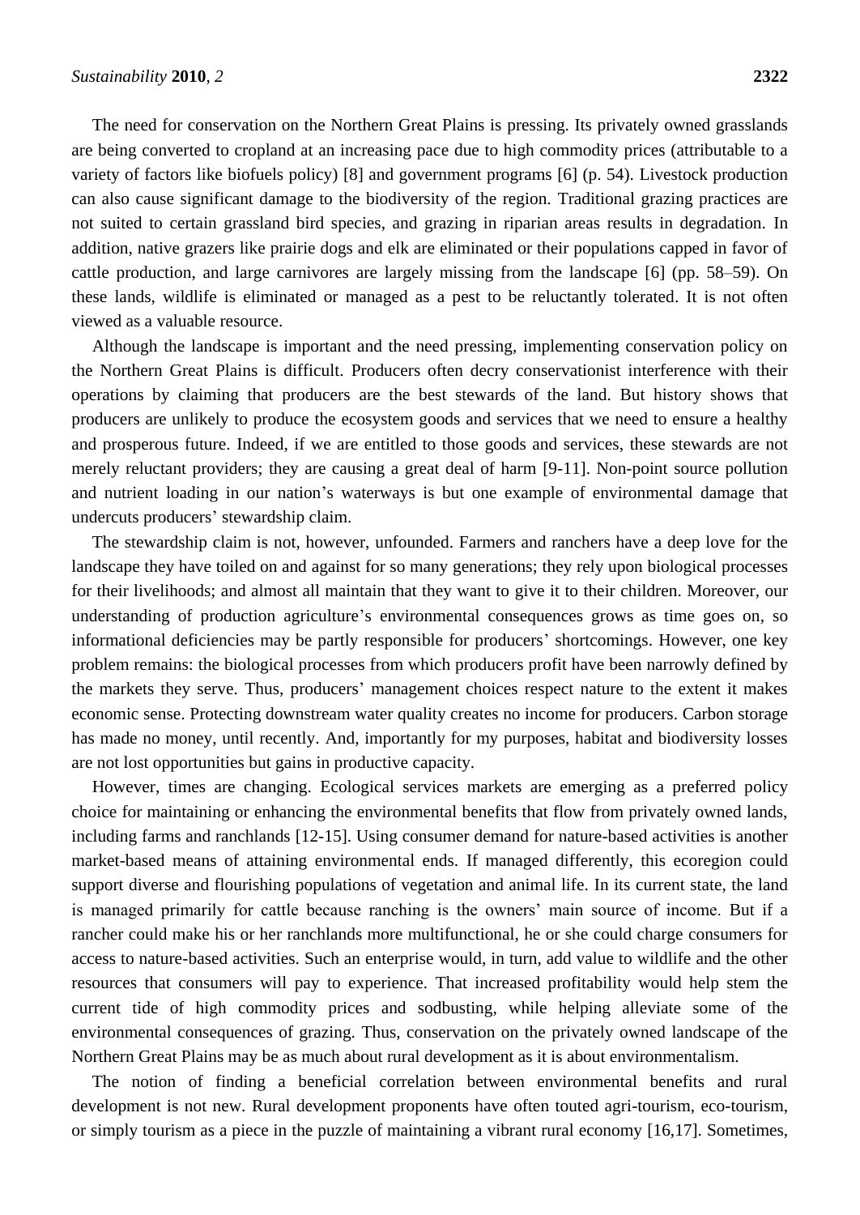The need for conservation on the Northern Great Plains is pressing. Its privately owned grasslands are being converted to cropland at an increasing pace due to high commodity prices (attributable to a variety of factors like biofuels policy) [8] and government programs [6] (p. 54). Livestock production can also cause significant damage to the biodiversity of the region. Traditional grazing practices are not suited to certain grassland bird species, and grazing in riparian areas results in degradation. In addition, native grazers like prairie dogs and elk are eliminated or their populations capped in favor of cattle production, and large carnivores are largely missing from the landscape [6] (pp. 58–59). On these lands, wildlife is eliminated or managed as a pest to be reluctantly tolerated. It is not often viewed as a valuable resource.

Although the landscape is important and the need pressing, implementing conservation policy on the Northern Great Plains is difficult. Producers often decry conservationist interference with their operations by claiming that producers are the best stewards of the land. But history shows that producers are unlikely to produce the ecosystem goods and services that we need to ensure a healthy and prosperous future. Indeed, if we are entitled to those goods and services, these stewards are not merely reluctant providers; they are causing a great deal of harm [9-11]. Non-point source pollution and nutrient loading in our nation's waterways is but one example of environmental damage that undercuts producers' stewardship claim.

The stewardship claim is not, however, unfounded. Farmers and ranchers have a deep love for the landscape they have toiled on and against for so many generations; they rely upon biological processes for their livelihoods; and almost all maintain that they want to give it to their children. Moreover, our understanding of production agriculture's environmental consequences grows as time goes on, so informational deficiencies may be partly responsible for producers' shortcomings. However, one key problem remains: the biological processes from which producers profit have been narrowly defined by the markets they serve. Thus, producers' management choices respect nature to the extent it makes economic sense. Protecting downstream water quality creates no income for producers. Carbon storage has made no money, until recently. And, importantly for my purposes, habitat and biodiversity losses are not lost opportunities but gains in productive capacity.

However, times are changing. Ecological services markets are emerging as a preferred policy choice for maintaining or enhancing the environmental benefits that flow from privately owned lands, including farms and ranchlands [12-15]. Using consumer demand for nature-based activities is another market-based means of attaining environmental ends. If managed differently, this ecoregion could support diverse and flourishing populations of vegetation and animal life. In its current state, the land is managed primarily for cattle because ranching is the owners' main source of income. But if a rancher could make his or her ranchlands more multifunctional, he or she could charge consumers for access to nature-based activities. Such an enterprise would, in turn, add value to wildlife and the other resources that consumers will pay to experience. That increased profitability would help stem the current tide of high commodity prices and sodbusting, while helping alleviate some of the environmental consequences of grazing. Thus, conservation on the privately owned landscape of the Northern Great Plains may be as much about rural development as it is about environmentalism.

The notion of finding a beneficial correlation between environmental benefits and rural development is not new. Rural development proponents have often touted agri-tourism, eco-tourism, or simply tourism as a piece in the puzzle of maintaining a vibrant rural economy [16,17]. Sometimes,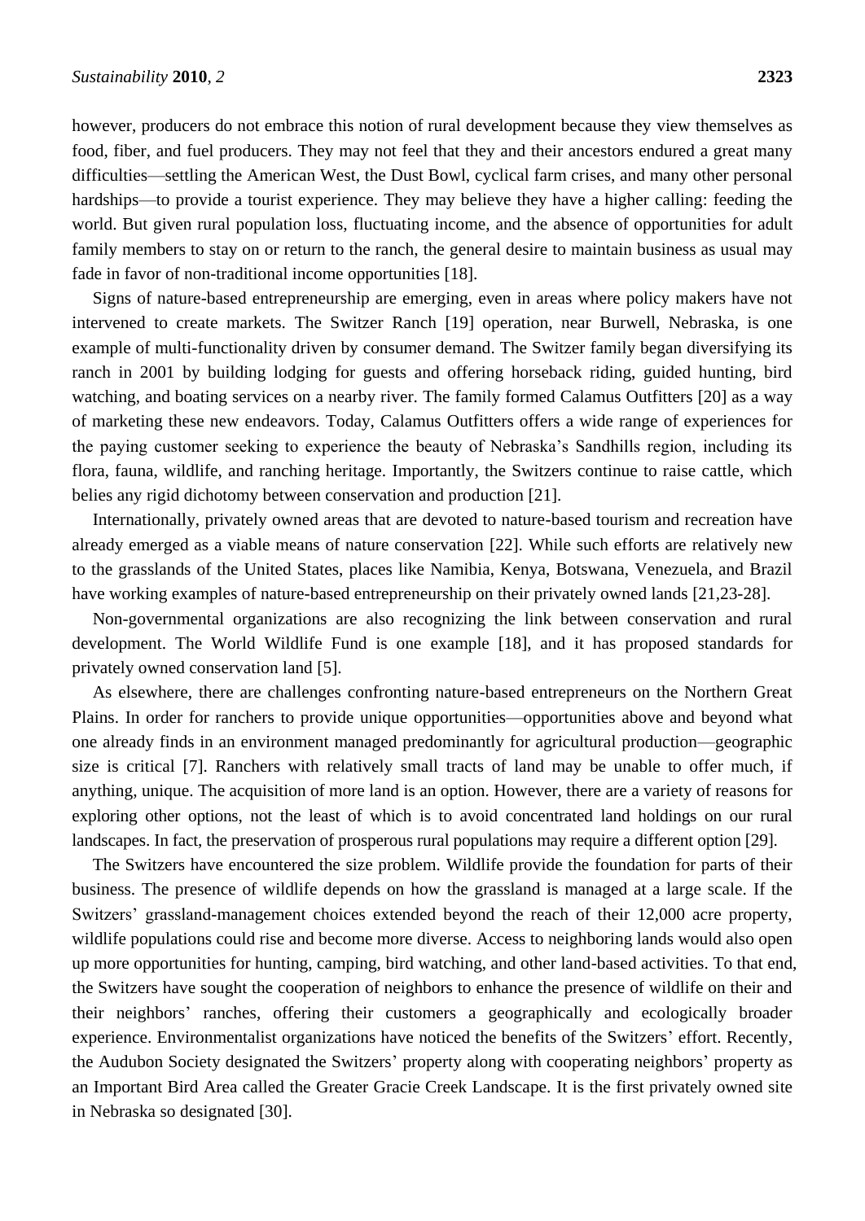however, producers do not embrace this notion of rural development because they view themselves as food, fiber, and fuel producers. They may not feel that they and their ancestors endured a great many difficulties—settling the American West, the Dust Bowl, cyclical farm crises, and many other personal hardships—to provide a tourist experience. They may believe they have a higher calling: feeding the world. But given rural population loss, fluctuating income, and the absence of opportunities for adult family members to stay on or return to the ranch, the general desire to maintain business as usual may fade in favor of non-traditional income opportunities [18].

Signs of nature-based entrepreneurship are emerging, even in areas where policy makers have not intervened to create markets. The Switzer Ranch [19] operation, near Burwell, Nebraska, is one example of multi-functionality driven by consumer demand. The Switzer family began diversifying its ranch in 2001 by building lodging for guests and offering horseback riding, guided hunting, bird watching, and boating services on a nearby river. The family formed Calamus Outfitters [20] as a way of marketing these new endeavors. Today, Calamus Outfitters offers a wide range of experiences for the paying customer seeking to experience the beauty of Nebraska's Sandhills region, including its flora, fauna, wildlife, and ranching heritage. Importantly, the Switzers continue to raise cattle, which belies any rigid dichotomy between conservation and production [21].

Internationally, privately owned areas that are devoted to nature-based tourism and recreation have already emerged as a viable means of nature conservation [22]. While such efforts are relatively new to the grasslands of the United States, places like Namibia, Kenya, Botswana, Venezuela, and Brazil have working examples of nature-based entrepreneurship on their privately owned lands [21,23-28].

Non-governmental organizations are also recognizing the link between conservation and rural development. The World Wildlife Fund is one example [18], and it has proposed standards for privately owned conservation land [5].

As elsewhere, there are challenges confronting nature-based entrepreneurs on the Northern Great Plains. In order for ranchers to provide unique opportunities—opportunities above and beyond what one already finds in an environment managed predominantly for agricultural production—geographic size is critical [7]. Ranchers with relatively small tracts of land may be unable to offer much, if anything, unique. The acquisition of more land is an option. However, there are a variety of reasons for exploring other options, not the least of which is to avoid concentrated land holdings on our rural landscapes. In fact, the preservation of prosperous rural populations may require a different option [29].

The Switzers have encountered the size problem. Wildlife provide the foundation for parts of their business. The presence of wildlife depends on how the grassland is managed at a large scale. If the Switzers' grassland-management choices extended beyond the reach of their 12,000 acre property, wildlife populations could rise and become more diverse. Access to neighboring lands would also open up more opportunities for hunting, camping, bird watching, and other land-based activities. To that end, the Switzers have sought the cooperation of neighbors to enhance the presence of wildlife on their and their neighbors' ranches, offering their customers a geographically and ecologically broader experience. Environmentalist organizations have noticed the benefits of the Switzers' effort. Recently, the Audubon Society designated the Switzers' property along with cooperating neighbors' property as an Important Bird Area called the Greater Gracie Creek Landscape. It is the first privately owned site in Nebraska so designated [30].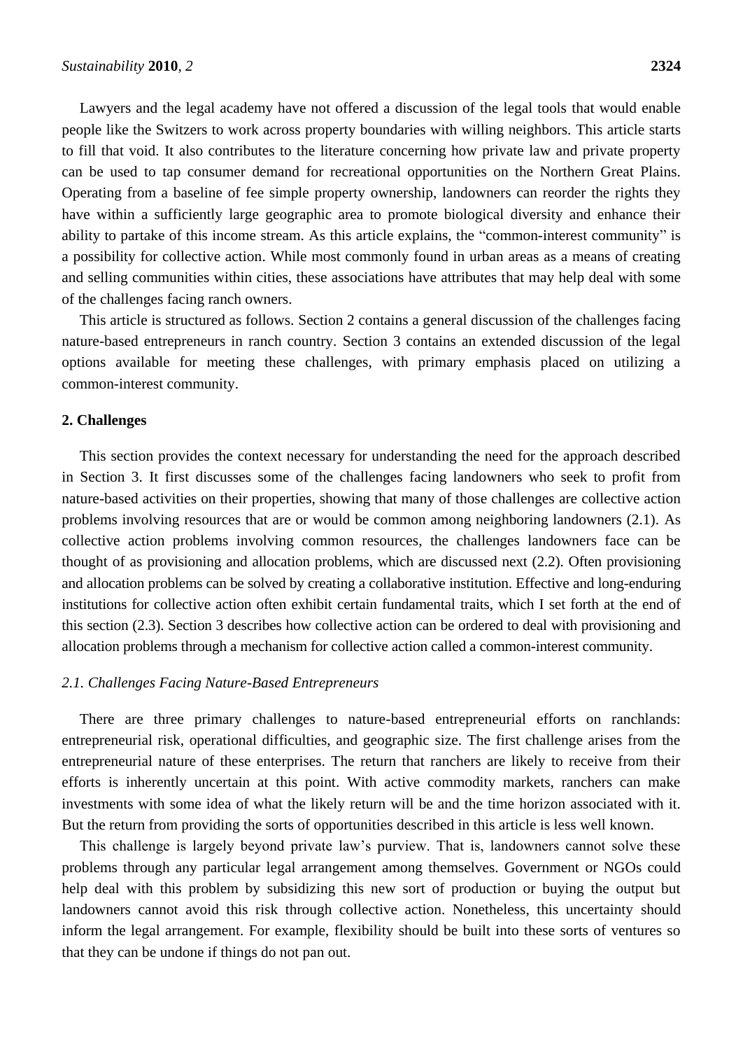Lawyers and the legal academy have not offered a discussion of the legal tools that would enable people like the Switzers to work across property boundaries with willing neighbors. This article starts to fill that void. It also contributes to the literature concerning how private law and private property can be used to tap consumer demand for recreational opportunities on the Northern Great Plains. Operating from a baseline of fee simple property ownership, landowners can reorder the rights they have within a sufficiently large geographic area to promote biological diversity and enhance their ability to partake of this income stream. As this article explains, the "common-interest community" is a possibility for collective action. While most commonly found in urban areas as a means of creating and selling communities within cities, these associations have attributes that may help deal with some of the challenges facing ranch owners.

This article is structured as follows. Section 2 contains a general discussion of the challenges facing nature-based entrepreneurs in ranch country. Section 3 contains an extended discussion of the legal options available for meeting these challenges, with primary emphasis placed on utilizing a common-interest community.

## 2. Challenges

This section provides the context necessary for understanding the need for the approach described in Section 3. It first discusses some of the challenges facing landowners who seek to profit from nature-based activities on their properties, showing that many of those challenges are collective action problems involving resources that are or would be common among neighboring landowners (2.1). As collective action problems involving common resources, the challenges landowners face can be thought of as provisioning and allocation problems, which are discussed next (2.2). Often provisioning and allocation problems can be solved by creating a collaborative institution. Effective and long-enduring institutions for collective action often exhibit certain fundamental traits, which I set forth at the end of this section (2.3). Section 3 describes how collective action can be ordered to deal with provisioning and allocation problems through a mechanism for collective action called a common-interest community.

### *2.1. Challenges Facing Nature-Based Entrepreneurs*

There are three primary challenges to nature-based entrepreneurial efforts on ranchlands: entrepreneurial risk, operational difficulties, and geographic size. The first challenge arises from the entrepreneurial nature of these enterprises. The return that ranchers are likely to receive from their efforts is inherently uncertain at this point. With active commodity markets, ranchers can make investments with some idea of what the likely return will be and the time horizon associated with it. But the return from providing the sorts of opportunities described in this article is less well known.

This challenge is largely beyond private law's purview. That is, landowners cannot solve these problems through any particular legal arrangement among themselves. Government or NGOs could help deal with this problem by subsidizing this new sort of production or buying the output but landowners cannot avoid this risk through collective action. Nonetheless, this uncertainty should inform the legal arrangement. For example, flexibility should be built into these sorts of ventures so that they can be undone if things do not pan out.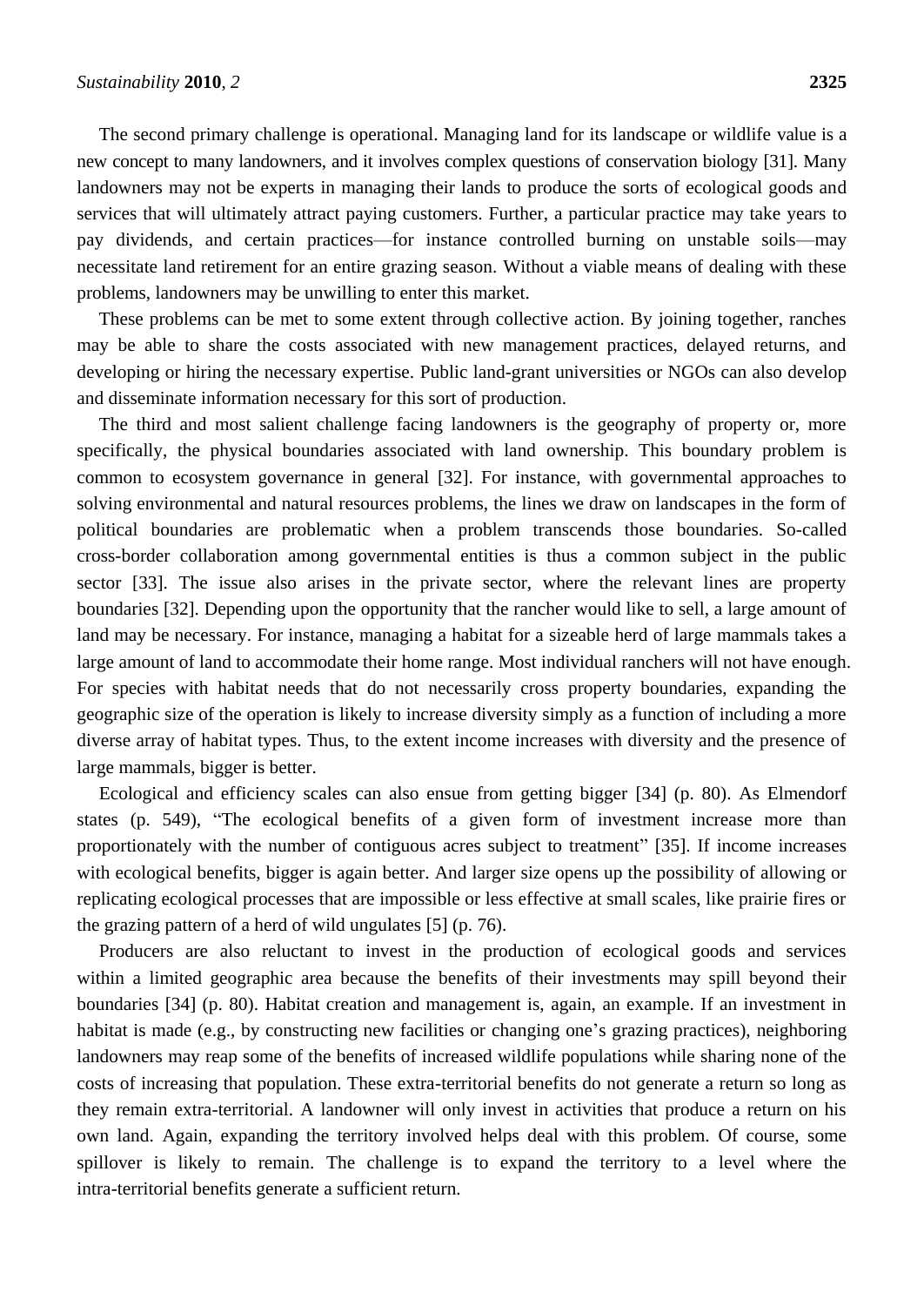The second primary challenge is operational. Managing land for its landscape or wildlife value is a new concept to many landowners, and it involves complex questions of conservation biology [31]. Many landowners may not be experts in managing their lands to produce the sorts of ecological goods and services that will ultimately attract paying customers. Further, a particular practice may take years to pay dividends, and certain practices—for instance controlled burning on unstable soils—may necessitate land retirement for an entire grazing season. Without a viable means of dealing with these problems, landowners may be unwilling to enter this market.

These problems can be met to some extent through collective action. By joining together, ranches may be able to share the costs associated with new management practices, delayed returns, and developing or hiring the necessary expertise. Public land-grant universities or NGOs can also develop and disseminate information necessary for this sort of production.

The third and most salient challenge facing landowners is the geography of property or, more specifically, the physical boundaries associated with land ownership. This boundary problem is common to ecosystem governance in general [32]. For instance, with governmental approaches to solving environmental and natural resources problems, the lines we draw on landscapes in the form of political boundaries are problematic when a problem transcends those boundaries. So-called cross-border collaboration among governmental entities is thus a common subject in the public sector [33]. The issue also arises in the private sector, where the relevant lines are property boundaries [32]. Depending upon the opportunity that the rancher would like to sell, a large amount of land may be necessary. For instance, managing a habitat for a sizeable herd of large mammals takes a large amount of land to accommodate their home range. Most individual ranchers will not have enough. For species with habitat needs that do not necessarily cross property boundaries, expanding the geographic size of the operation is likely to increase diversity simply as a function of including a more diverse array of habitat types. Thus, to the extent income increases with diversity and the presence of large mammals, bigger is better.

Ecological and efficiency scales can also ensue from getting bigger [34] (p. 80). As Elmendorf states (p. 549), "The ecological benefits of a given form of investment increase more than proportionately with the number of contiguous acres subject to treatment" [35]. If income increases with ecological benefits, bigger is again better. And larger size opens up the possibility of allowing or replicating ecological processes that are impossible or less effective at small scales, like prairie fires or the grazing pattern of a herd of wild ungulates [5] (p. 76).

Producers are also reluctant to invest in the production of ecological goods and services within a limited geographic area because the benefits of their investments may spill beyond their boundaries [34] (p. 80). Habitat creation and management is, again, an example. If an investment in habitat is made (e.g., by constructing new facilities or changing one's grazing practices), neighboring landowners may reap some of the benefits of increased wildlife populations while sharing none of the costs of increasing that population. These extra-territorial benefits do not generate a return so long as they remain extra-territorial. A landowner will only invest in activities that produce a return on his own land. Again, expanding the territory involved helps deal with this problem. Of course, some spillover is likely to remain. The challenge is to expand the territory to a level where the intra-territorial benefits generate a sufficient return.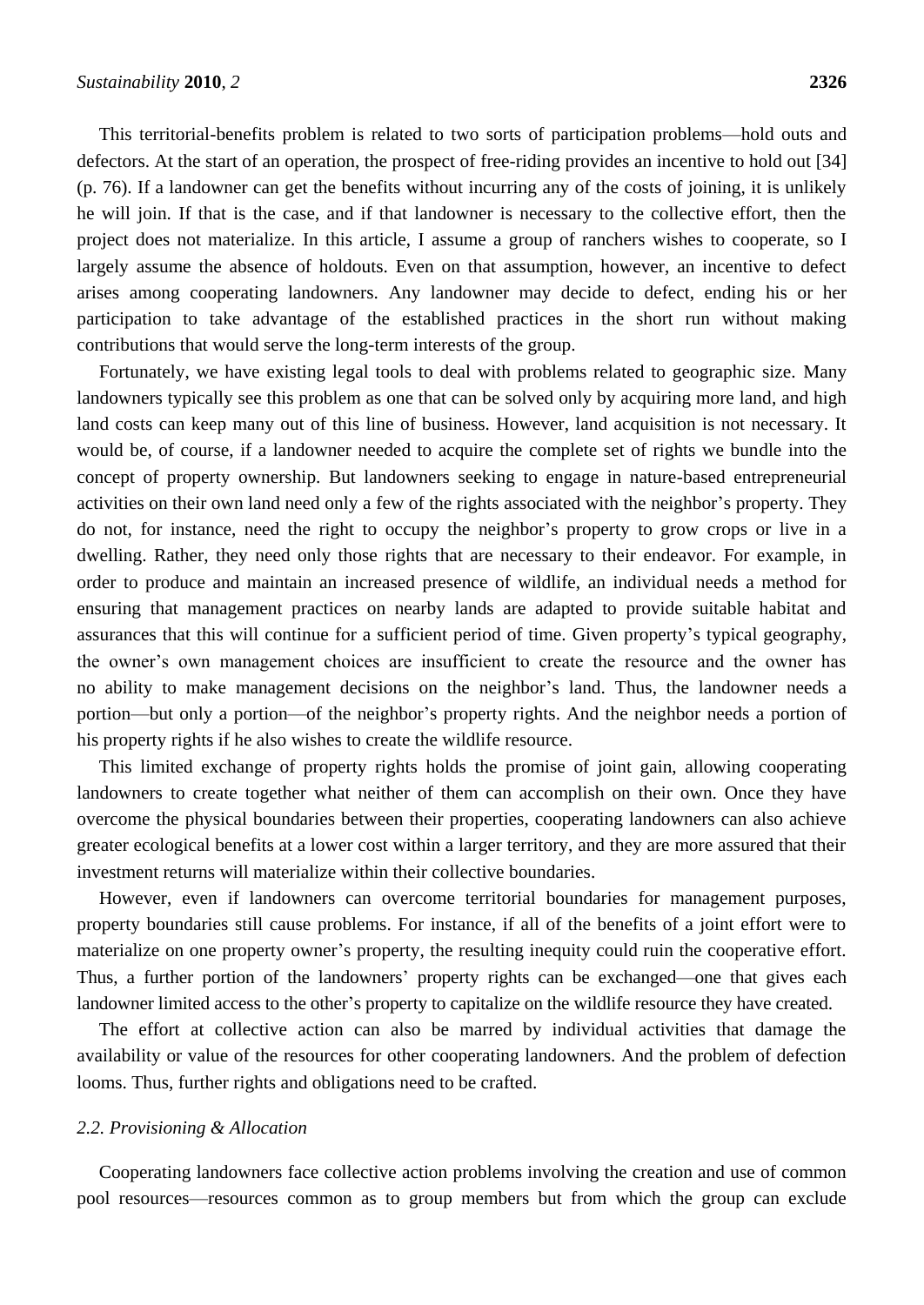This territorial-benefits problem is related to two sorts of participation problems—hold outs and defectors. At the start of an operation, the prospect of free-riding provides an incentive to hold out [34] (p. 76). If a landowner can get the benefits without incurring any of the costs of joining, it is unlikely he will join. If that is the case, and if that landowner is necessary to the collective effort, then the project does not materialize. In this article, I assume a group of ranchers wishes to cooperate, so I largely assume the absence of holdouts. Even on that assumption, however, an incentive to defect arises among cooperating landowners. Any landowner may decide to defect, ending his or her participation to take advantage of the established practices in the short run without making contributions that would serve the long-term interests of the group.

Fortunately, we have existing legal tools to deal with problems related to geographic size. Many landowners typically see this problem as one that can be solved only by acquiring more land, and high land costs can keep many out of this line of business. However, land acquisition is not necessary. It would be, of course, if a landowner needed to acquire the complete set of rights we bundle into the concept of property ownership. But landowners seeking to engage in nature-based entrepreneurial activities on their own land need only a few of the rights associated with the neighbor's property. They do not, for instance, need the right to occupy the neighbor's property to grow crops or live in a dwelling. Rather, they need only those rights that are necessary to their endeavor. For example, in order to produce and maintain an increased presence of wildlife, an individual needs a method for ensuring that management practices on nearby lands are adapted to provide suitable habitat and assurances that this will continue for a sufficient period of time. Given property's typical geography, the owner's own management choices are insufficient to create the resource and the owner has no ability to make management decisions on the neighbor's land. Thus, the landowner needs a portion—but only a portion—of the neighbor's property rights. And the neighbor needs a portion of his property rights if he also wishes to create the wildlife resource.

This limited exchange of property rights holds the promise of joint gain, allowing cooperating landowners to create together what neither of them can accomplish on their own. Once they have overcome the physical boundaries between their properties, cooperating landowners can also achieve greater ecological benefits at a lower cost within a larger territory, and they are more assured that their investment returns will materialize within their collective boundaries.

However, even if landowners can overcome territorial boundaries for management purposes, property boundaries still cause problems. For instance, if all of the benefits of a joint effort were to materialize on one property owner's property, the resulting inequity could ruin the cooperative effort. Thus, a further portion of the landowners' property rights can be exchanged—one that gives each landowner limited access to the other's property to capitalize on the wildlife resource they have created.

The effort at collective action can also be marred by individual activities that damage the availability or value of the resources for other cooperating landowners. And the problem of defection looms. Thus, further rights and obligations need to be crafted.

### *2.2. Provisioning & Allocation*

Cooperating landowners face collective action problems involving the creation and use of common pool resources—resources common as to group members but from which the group can exclude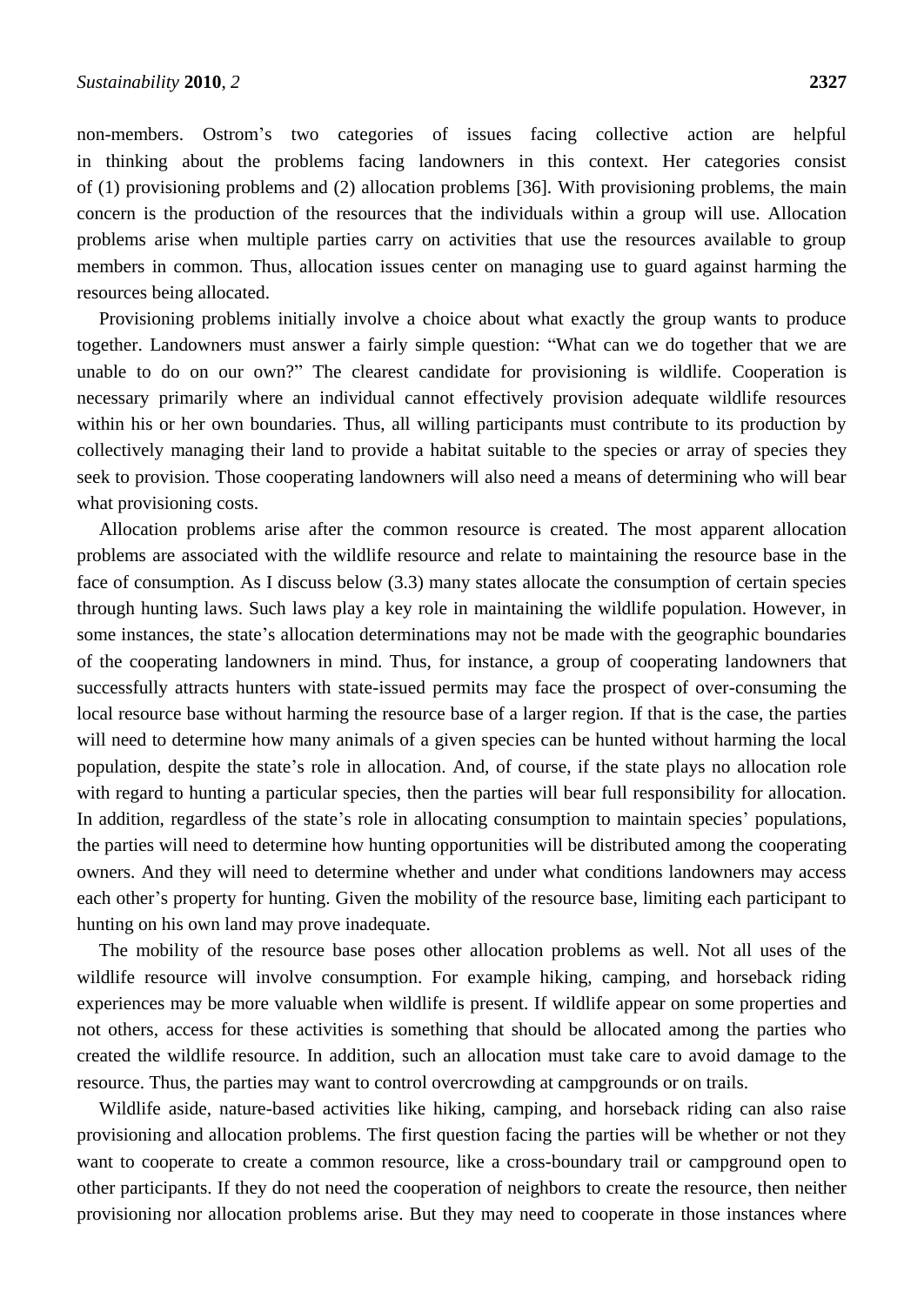non-members. Ostrom's two categories of issues facing collective action are helpful in thinking about the problems facing landowners in this context. Her categories consist of (1) provisioning problems and (2) allocation problems [36]. With provisioning problems, the main concern is the production of the resources that the individuals within a group will use. Allocation problems arise when multiple parties carry on activities that use the resources available to group members in common. Thus, allocation issues center on managing use to guard against harming the resources being allocated.

Provisioning problems initially involve a choice about what exactly the group wants to produce together. Landowners must answer a fairly simple question: "What can we do together that we are unable to do on our own?" The clearest candidate for provisioning is wildlife. Cooperation is necessary primarily where an individual cannot effectively provision adequate wildlife resources within his or her own boundaries. Thus, all willing participants must contribute to its production by collectively managing their land to provide a habitat suitable to the species or array of species they seek to provision. Those cooperating landowners will also need a means of determining who will bear what provisioning costs.

Allocation problems arise after the common resource is created. The most apparent allocation problems are associated with the wildlife resource and relate to maintaining the resource base in the face of consumption. As I discuss below (3.3) many states allocate the consumption of certain species through hunting laws. Such laws play a key role in maintaining the wildlife population. However, in some instances, the state's allocation determinations may not be made with the geographic boundaries of the cooperating landowners in mind. Thus, for instance, a group of cooperating landowners that successfully attracts hunters with state-issued permits may face the prospect of over-consuming the local resource base without harming the resource base of a larger region. If that is the case, the parties will need to determine how many animals of a given species can be hunted without harming the local population, despite the state's role in allocation. And, of course, if the state plays no allocation role with regard to hunting a particular species, then the parties will bear full responsibility for allocation. In addition, regardless of the state's role in allocating consumption to maintain species' populations, the parties will need to determine how hunting opportunities will be distributed among the cooperating owners. And they will need to determine whether and under what conditions landowners may access each other's property for hunting. Given the mobility of the resource base, limiting each participant to hunting on his own land may prove inadequate.

The mobility of the resource base poses other allocation problems as well. Not all uses of the wildlife resource will involve consumption. For example hiking, camping, and horseback riding experiences may be more valuable when wildlife is present. If wildlife appear on some properties and not others, access for these activities is something that should be allocated among the parties who created the wildlife resource. In addition, such an allocation must take care to avoid damage to the resource. Thus, the parties may want to control overcrowding at campgrounds or on trails.

Wildlife aside, nature-based activities like hiking, camping, and horseback riding can also raise provisioning and allocation problems. The first question facing the parties will be whether or not they want to cooperate to create a common resource, like a cross-boundary trail or campground open to other participants. If they do not need the cooperation of neighbors to create the resource, then neither provisioning nor allocation problems arise. But they may need to cooperate in those instances where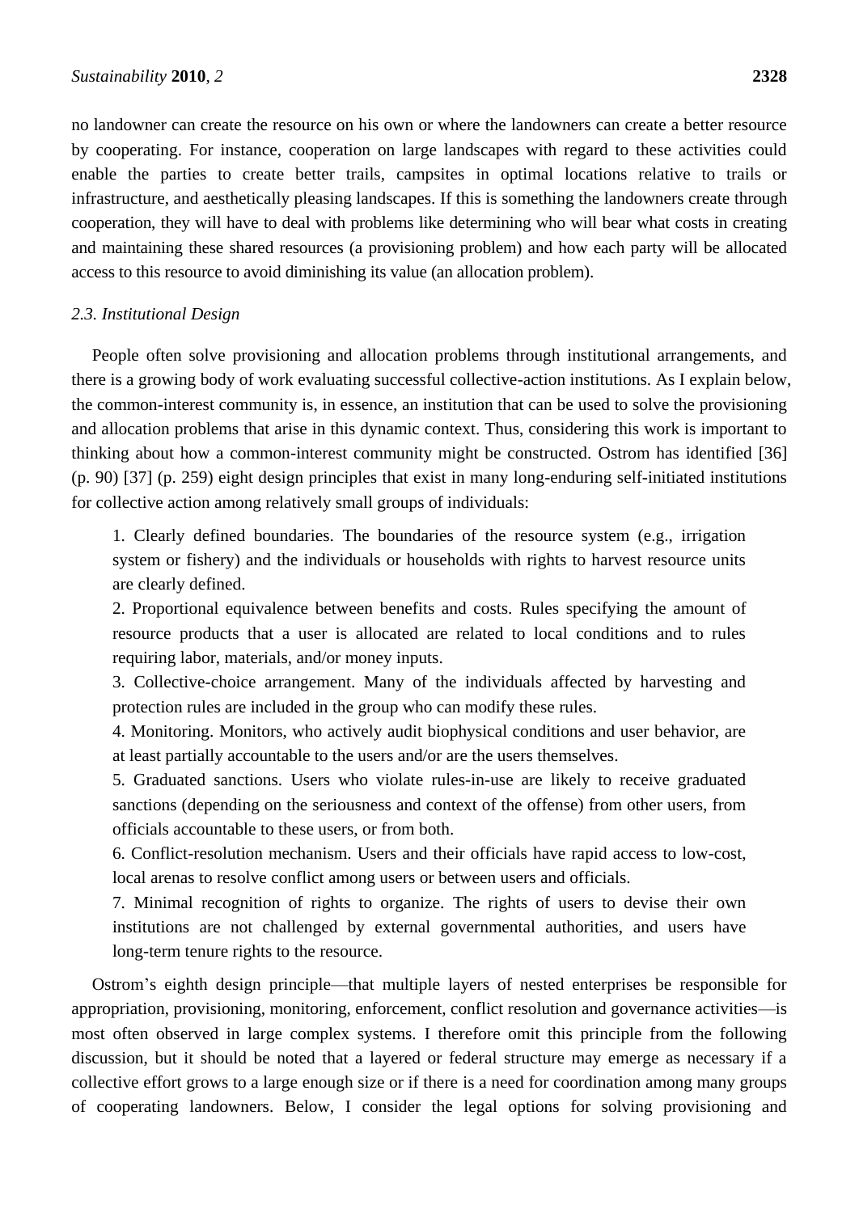no landowner can create the resource on his own or where the landowners can create a better resource by cooperating. For instance, cooperation on large landscapes with regard to these activities could enable the parties to create better trails, campsites in optimal locations relative to trails or infrastructure, and aesthetically pleasing landscapes. If this is something the landowners create through cooperation, they will have to deal with problems like determining who will bear what costs in creating and maintaining these shared resources (a provisioning problem) and how each party will be allocated access to this resource to avoid diminishing its value (an allocation problem).

### *2.3. Institutional Design*

People often solve provisioning and allocation problems through institutional arrangements, and there is a growing body of work evaluating successful collective-action institutions. As I explain below, the common-interest community is, in essence, an institution that can be used to solve the provisioning and allocation problems that arise in this dynamic context. Thus, considering this work is important to thinking about how a common-interest community might be constructed. Ostrom has identified [36] (p. 90) [37] (p. 259) eight design principles that exist in many long-enduring self-initiated institutions for collective action among relatively small groups of individuals:

1. Clearly defined boundaries. The boundaries of the resource system (e.g., irrigation system or fishery) and the individuals or households with rights to harvest resource units are clearly defined.
2. Proportional equivalence between benefits and costs. Rules specifying the amount of resource products that a user is allocated are related to local conditions and to rules requiring labor, materials, and/or money inputs.
3. Collective-choice arrangement. Many of the individuals affected by harvesting and protection rules are included in the group who can modify these rules.
4. Monitoring. Monitors, who actively audit biophysical conditions and user behavior, are at least partially accountable to the users and/or are the users themselves.
5. Graduated sanctions. Users who violate rules-in-use are likely to receive graduated sanctions (depending on the seriousness and context of the offense) from other users, from officials accountable to these users, or from both.
6. Conflict-resolution mechanism. Users and their officials have rapid access to low-cost, local arenas to resolve conflict among users or between users and officials.
7. Minimal recognition of rights to organize. The rights of users to devise their own institutions are not challenged by external governmental authorities, and users have long-term tenure rights to the resource.

Ostrom's eighth design principle—that multiple layers of nested enterprises be responsible for appropriation, provisioning, monitoring, enforcement, conflict resolution and governance activities—is most often observed in large complex systems. I therefore omit this principle from the following discussion, but it should be noted that a layered or federal structure may emerge as necessary if a collective effort grows to a large enough size or if there is a need for coordination among many groups of cooperating landowners. Below, I consider the legal options for solving provisioning and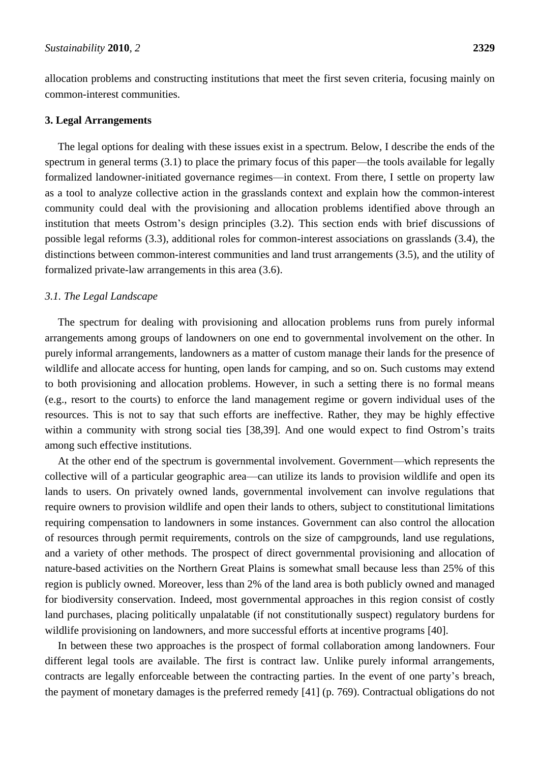allocation problems and constructing institutions that meet the first seven criteria, focusing mainly on common-interest communities.

## 3. Legal Arrangements

The legal options for dealing with these issues exist in a spectrum. Below, I describe the ends of the spectrum in general terms (3.1) to place the primary focus of this paper—the tools available for legally formalized landowner-initiated governance regimes—in context. From there, I settle on property law as a tool to analyze collective action in the grasslands context and explain how the common-interest community could deal with the provisioning and allocation problems identified above through an institution that meets Ostrom's design principles (3.2). This section ends with brief discussions of possible legal reforms (3.3), additional roles for common-interest associations on grasslands (3.4), the distinctions between common-interest communities and land trust arrangements (3.5), and the utility of formalized private-law arrangements in this area (3.6).

### *3.1. The Legal Landscape*

The spectrum for dealing with provisioning and allocation problems runs from purely informal arrangements among groups of landowners on one end to governmental involvement on the other. In purely informal arrangements, landowners as a matter of custom manage their lands for the presence of wildlife and allocate access for hunting, open lands for camping, and so on. Such customs may extend to both provisioning and allocation problems. However, in such a setting there is no formal means (e.g., resort to the courts) to enforce the land management regime or govern individual uses of the resources. This is not to say that such efforts are ineffective. Rather, they may be highly effective within a community with strong social ties [38,39]. And one would expect to find Ostrom's traits among such effective institutions.

At the other end of the spectrum is governmental involvement. Government—which represents the collective will of a particular geographic area—can utilize its lands to provision wildlife and open its lands to users. On privately owned lands, governmental involvement can involve regulations that require owners to provision wildlife and open their lands to others, subject to constitutional limitations requiring compensation to landowners in some instances. Government can also control the allocation of resources through permit requirements, controls on the size of campgrounds, land use regulations, and a variety of other methods. The prospect of direct governmental provisioning and allocation of nature-based activities on the Northern Great Plains is somewhat small because less than 25% of this region is publicly owned. Moreover, less than 2% of the land area is both publicly owned and managed for biodiversity conservation. Indeed, most governmental approaches in this region consist of costly land purchases, placing politically unpalatable (if not constitutionally suspect) regulatory burdens for wildlife provisioning on landowners, and more successful efforts at incentive programs [40].

In between these two approaches is the prospect of formal collaboration among landowners. Four different legal tools are available. The first is contract law. Unlike purely informal arrangements, contracts are legally enforceable between the contracting parties. In the event of one party's breach, the payment of monetary damages is the preferred remedy [41] (p. 769). Contractual obligations do not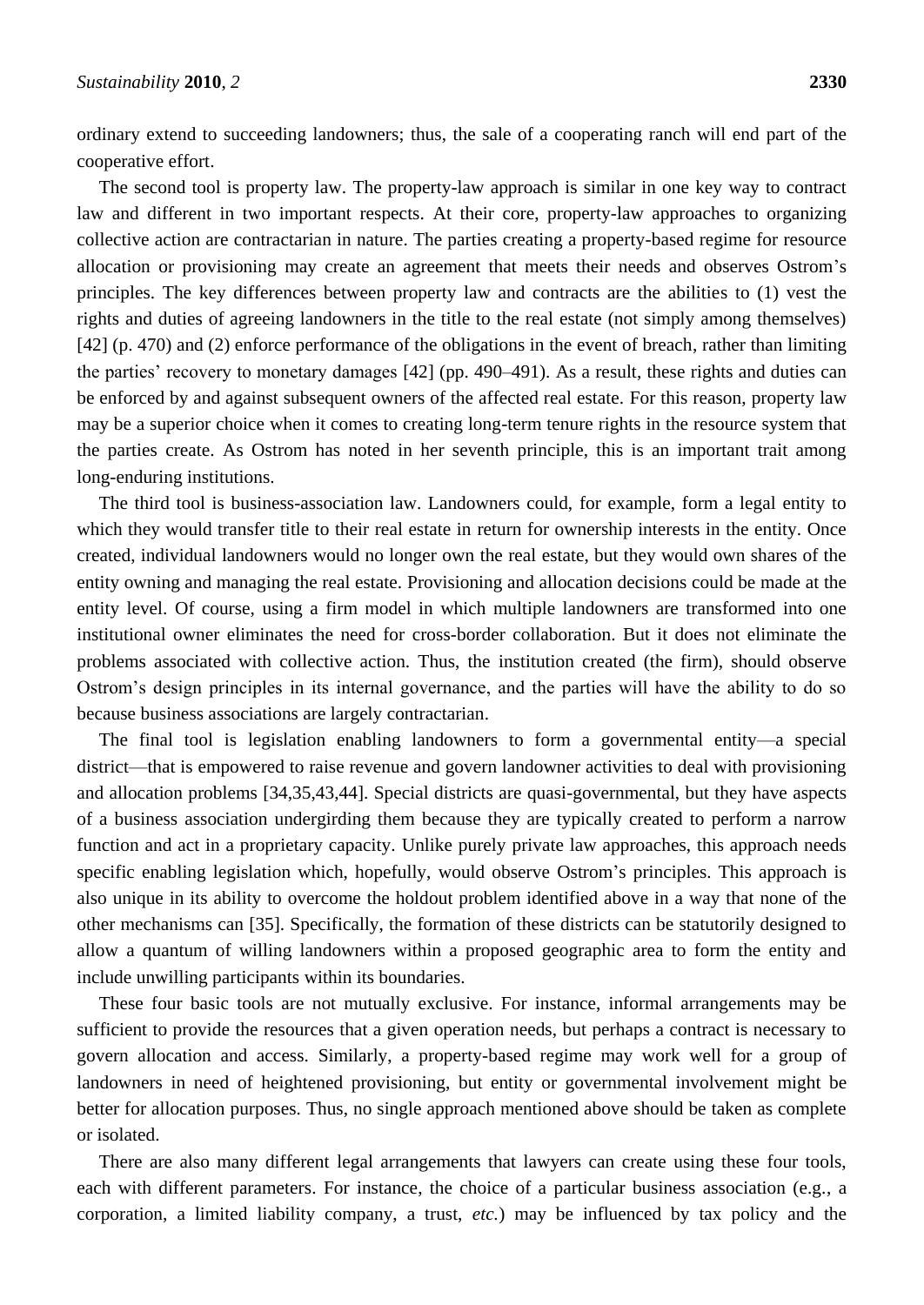ordinary extend to succeeding landowners; thus, the sale of a cooperating ranch will end part of the cooperative effort.

The second tool is property law. The property-law approach is similar in one key way to contract law and different in two important respects. At their core, property-law approaches to organizing collective action are contractarian in nature. The parties creating a property-based regime for resource allocation or provisioning may create an agreement that meets their needs and observes Ostrom's principles. The key differences between property law and contracts are the abilities to (1) vest the rights and duties of agreeing landowners in the title to the real estate (not simply among themselves) [42] (p. 470) and (2) enforce performance of the obligations in the event of breach, rather than limiting the parties' recovery to monetary damages [42] (pp. 490–491). As a result, these rights and duties can be enforced by and against subsequent owners of the affected real estate. For this reason, property law may be a superior choice when it comes to creating long-term tenure rights in the resource system that the parties create. As Ostrom has noted in her seventh principle, this is an important trait among long-enduring institutions.

The third tool is business-association law. Landowners could, for example, form a legal entity to which they would transfer title to their real estate in return for ownership interests in the entity. Once created, individual landowners would no longer own the real estate, but they would own shares of the entity owning and managing the real estate. Provisioning and allocation decisions could be made at the entity level. Of course, using a firm model in which multiple landowners are transformed into one institutional owner eliminates the need for cross-border collaboration. But it does not eliminate the problems associated with collective action. Thus, the institution created (the firm), should observe Ostrom's design principles in its internal governance, and the parties will have the ability to do so because business associations are largely contractarian.

The final tool is legislation enabling landowners to form a governmental entity—a special district—that is empowered to raise revenue and govern landowner activities to deal with provisioning and allocation problems [34,35,43,44]. Special districts are quasi-governmental, but they have aspects of a business association undergirding them because they are typically created to perform a narrow function and act in a proprietary capacity. Unlike purely private law approaches, this approach needs specific enabling legislation which, hopefully, would observe Ostrom's principles. This approach is also unique in its ability to overcome the holdout problem identified above in a way that none of the other mechanisms can [35]. Specifically, the formation of these districts can be statutorily designed to allow a quantum of willing landowners within a proposed geographic area to form the entity and include unwilling participants within its boundaries.

These four basic tools are not mutually exclusive. For instance, informal arrangements may be sufficient to provide the resources that a given operation needs, but perhaps a contract is necessary to govern allocation and access. Similarly, a property-based regime may work well for a group of landowners in need of heightened provisioning, but entity or governmental involvement might be better for allocation purposes. Thus, no single approach mentioned above should be taken as complete or isolated.

There are also many different legal arrangements that lawyers can create using these four tools, each with different parameters. For instance, the choice of a particular business association (e.g., a corporation, a limited liability company, a trust, *etc.*) may be influenced by tax policy and the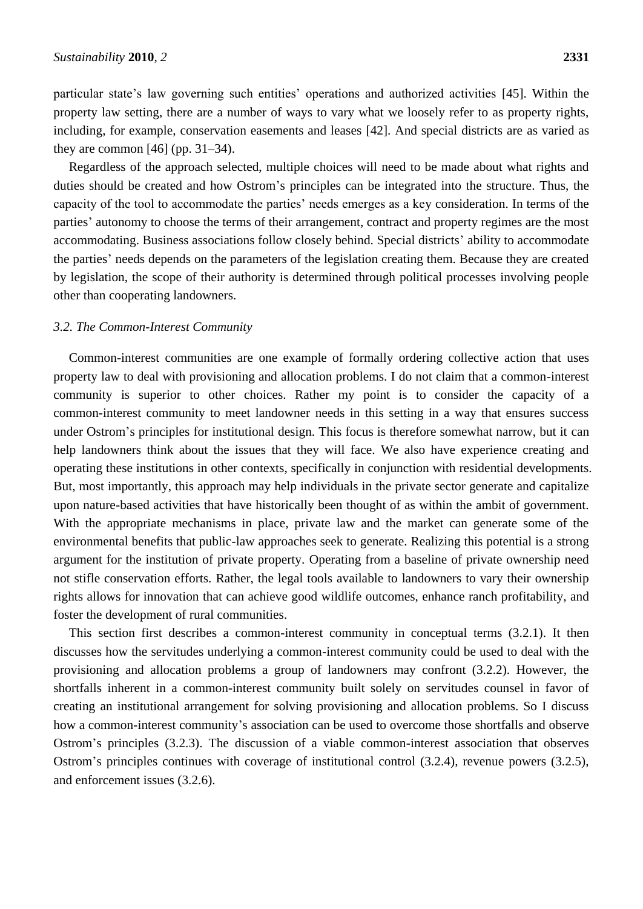particular state's law governing such entities' operations and authorized activities [45]. Within the property law setting, there are a number of ways to vary what we loosely refer to as property rights, including, for example, conservation easements and leases [42]. And special districts are as varied as they are common [46] (pp. 31–34).

Regardless of the approach selected, multiple choices will need to be made about what rights and duties should be created and how Ostrom's principles can be integrated into the structure. Thus, the capacity of the tool to accommodate the parties' needs emerges as a key consideration. In terms of the parties' autonomy to choose the terms of their arrangement, contract and property regimes are the most accommodating. Business associations follow closely behind. Special districts' ability to accommodate the parties' needs depends on the parameters of the legislation creating them. Because they are created by legislation, the scope of their authority is determined through political processes involving people other than cooperating landowners.

### *3.2. The Common-Interest Community*

Common-interest communities are one example of formally ordering collective action that uses property law to deal with provisioning and allocation problems. I do not claim that a common-interest community is superior to other choices. Rather my point is to consider the capacity of a common-interest community to meet landowner needs in this setting in a way that ensures success under Ostrom's principles for institutional design. This focus is therefore somewhat narrow, but it can help landowners think about the issues that they will face. We also have experience creating and operating these institutions in other contexts, specifically in conjunction with residential developments. But, most importantly, this approach may help individuals in the private sector generate and capitalize upon nature-based activities that have historically been thought of as within the ambit of government. With the appropriate mechanisms in place, private law and the market can generate some of the environmental benefits that public-law approaches seek to generate. Realizing this potential is a strong argument for the institution of private property. Operating from a baseline of private ownership need not stifle conservation efforts. Rather, the legal tools available to landowners to vary their ownership rights allows for innovation that can achieve good wildlife outcomes, enhance ranch profitability, and foster the development of rural communities.

This section first describes a common-interest community in conceptual terms (3.2.1). It then discusses how the servitudes underlying a common-interest community could be used to deal with the provisioning and allocation problems a group of landowners may confront (3.2.2). However, the shortfalls inherent in a common-interest community built solely on servitudes counsel in favor of creating an institutional arrangement for solving provisioning and allocation problems. So I discuss how a common-interest community's association can be used to overcome those shortfalls and observe Ostrom's principles (3.2.3). The discussion of a viable common-interest association that observes Ostrom's principles continues with coverage of institutional control (3.2.4), revenue powers (3.2.5), and enforcement issues (3.2.6).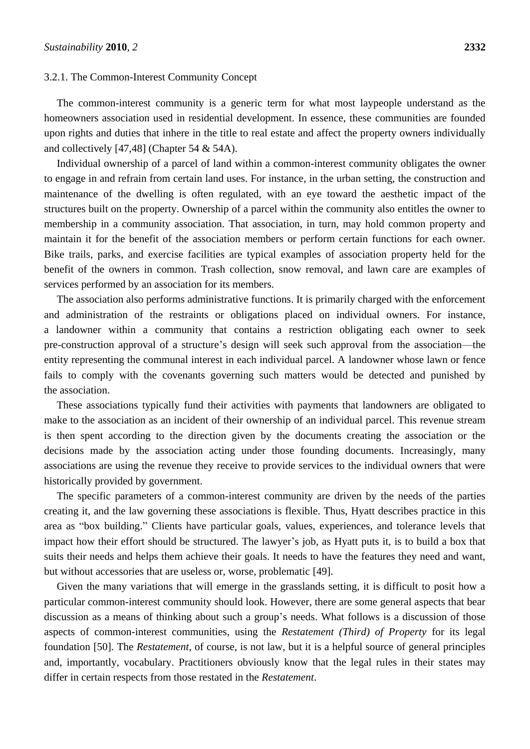#### 3.2.1. The Common-Interest Community Concept

The common-interest community is a generic term for what most laypeople understand as the homeowners association used in residential development. In essence, these communities are founded upon rights and duties that inhere in the title to real estate and affect the property owners individually and collectively [47,48] (Chapter 54 & 54A).

Individual ownership of a parcel of land within a common-interest community obligates the owner to engage in and refrain from certain land uses. For instance, in the urban setting, the construction and maintenance of the dwelling is often regulated, with an eye toward the aesthetic impact of the structures built on the property. Ownership of a parcel within the community also entitles the owner to membership in a community association. That association, in turn, may hold common property and maintain it for the benefit of the association members or perform certain functions for each owner. Bike trails, parks, and exercise facilities are typical examples of association property held for the benefit of the owners in common. Trash collection, snow removal, and lawn care are examples of services performed by an association for its members.

The association also performs administrative functions. It is primarily charged with the enforcement and administration of the restraints or obligations placed on individual owners. For instance, a landowner within a community that contains a restriction obligating each owner to seek pre-construction approval of a structure's design will seek such approval from the association—the entity representing the communal interest in each individual parcel. A landowner whose lawn or fence fails to comply with the covenants governing such matters would be detected and punished by the association.

These associations typically fund their activities with payments that landowners are obligated to make to the association as an incident of their ownership of an individual parcel. This revenue stream is then spent according to the direction given by the documents creating the association or the decisions made by the association acting under those founding documents. Increasingly, many associations are using the revenue they receive to provide services to the individual owners that were historically provided by government.

The specific parameters of a common-interest community are driven by the needs of the parties creating it, and the law governing these associations is flexible. Thus, Hyatt describes practice in this area as "box building." Clients have particular goals, values, experiences, and tolerance levels that impact how their effort should be structured. The lawyer's job, as Hyatt puts it, is to build a box that suits their needs and helps them achieve their goals. It needs to have the features they need and want, but without accessories that are useless or, worse, problematic [49].

Given the many variations that will emerge in the grasslands setting, it is difficult to posit how a particular common-interest community should look. However, there are some general aspects that bear discussion as a means of thinking about such a group's needs. What follows is a discussion of those aspects of common-interest communities, using the *Restatement (Third) of Property* for its legal foundation [50]. The *Restatement*, of course, is not law, but it is a helpful source of general principles and, importantly, vocabulary. Practitioners obviously know that the legal rules in their states may differ in certain respects from those restated in the *Restatement*.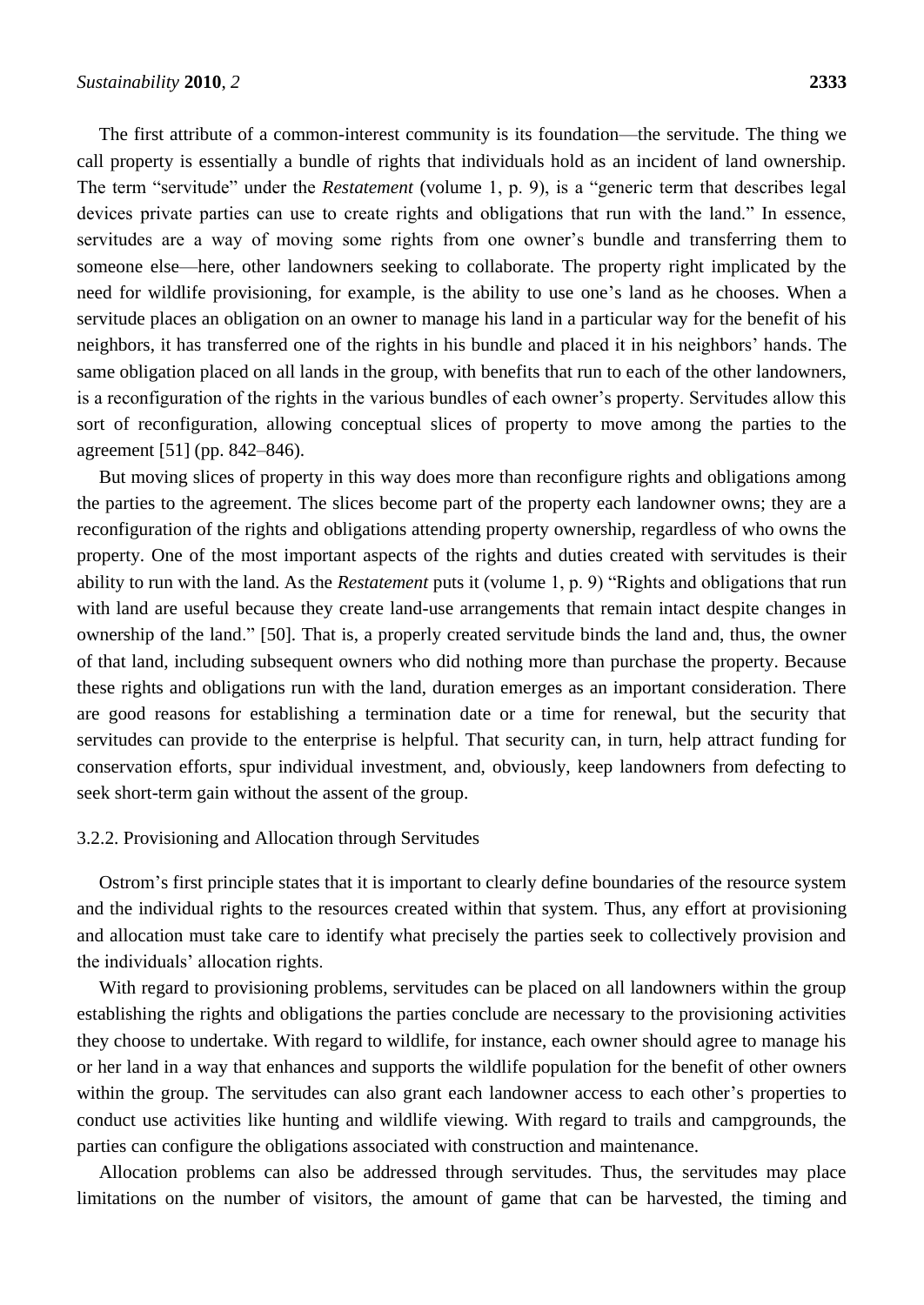The first attribute of a common-interest community is its foundation—the servitude. The thing we call property is essentially a bundle of rights that individuals hold as an incident of land ownership. The term "servitude" under the *Restatement* (volume 1, p. 9), is a "generic term that describes legal devices private parties can use to create rights and obligations that run with the land." In essence, servitudes are a way of moving some rights from one owner's bundle and transferring them to someone else—here, other landowners seeking to collaborate. The property right implicated by the need for wildlife provisioning, for example, is the ability to use one's land as he chooses. When a servitude places an obligation on an owner to manage his land in a particular way for the benefit of his neighbors, it has transferred one of the rights in his bundle and placed it in his neighbors' hands. The same obligation placed on all lands in the group, with benefits that run to each of the other landowners, is a reconfiguration of the rights in the various bundles of each owner's property. Servitudes allow this sort of reconfiguration, allowing conceptual slices of property to move among the parties to the agreement [51] (pp. 842–846).

But moving slices of property in this way does more than reconfigure rights and obligations among the parties to the agreement. The slices become part of the property each landowner owns; they are a reconfiguration of the rights and obligations attending property ownership, regardless of who owns the property. One of the most important aspects of the rights and duties created with servitudes is their ability to run with the land. As the *Restatement* puts it (volume 1, p. 9) "Rights and obligations that run with land are useful because they create land-use arrangements that remain intact despite changes in ownership of the land." [50]. That is, a properly created servitude binds the land and, thus, the owner of that land, including subsequent owners who did nothing more than purchase the property. Because these rights and obligations run with the land, duration emerges as an important consideration. There are good reasons for establishing a termination date or a time for renewal, but the security that servitudes can provide to the enterprise is helpful. That security can, in turn, help attract funding for conservation efforts, spur individual investment, and, obviously, keep landowners from defecting to seek short-term gain without the assent of the group.

#### 3.2.2. Provisioning and Allocation through Servitudes

Ostrom's first principle states that it is important to clearly define boundaries of the resource system and the individual rights to the resources created within that system. Thus, any effort at provisioning and allocation must take care to identify what precisely the parties seek to collectively provision and the individuals' allocation rights.

With regard to provisioning problems, servitudes can be placed on all landowners within the group establishing the rights and obligations the parties conclude are necessary to the provisioning activities they choose to undertake. With regard to wildlife, for instance, each owner should agree to manage his or her land in a way that enhances and supports the wildlife population for the benefit of other owners within the group. The servitudes can also grant each landowner access to each other's properties to conduct use activities like hunting and wildlife viewing. With regard to trails and campgrounds, the parties can configure the obligations associated with construction and maintenance.

Allocation problems can also be addressed through servitudes. Thus, the servitudes may place limitations on the number of visitors, the amount of game that can be harvested, the timing and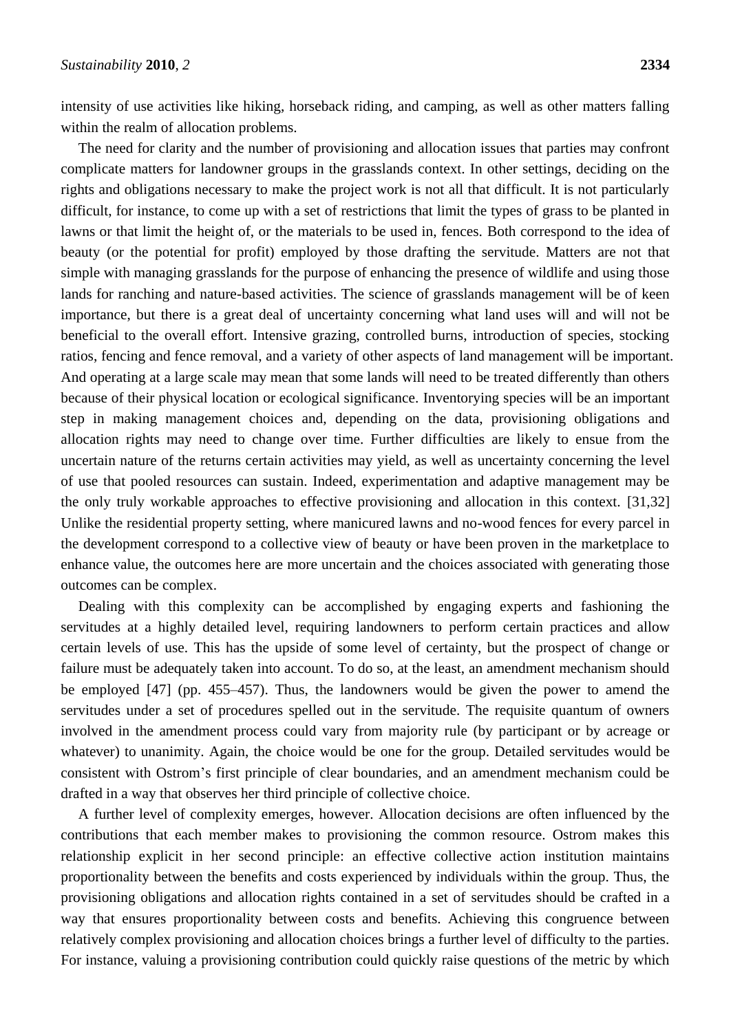intensity of use activities like hiking, horseback riding, and camping, as well as other matters falling within the realm of allocation problems.

The need for clarity and the number of provisioning and allocation issues that parties may confront complicate matters for landowner groups in the grasslands context. In other settings, deciding on the rights and obligations necessary to make the project work is not all that difficult. It is not particularly difficult, for instance, to come up with a set of restrictions that limit the types of grass to be planted in lawns or that limit the height of, or the materials to be used in, fences. Both correspond to the idea of beauty (or the potential for profit) employed by those drafting the servitude. Matters are not that simple with managing grasslands for the purpose of enhancing the presence of wildlife and using those lands for ranching and nature-based activities. The science of grasslands management will be of keen importance, but there is a great deal of uncertainty concerning what land uses will and will not be beneficial to the overall effort. Intensive grazing, controlled burns, introduction of species, stocking ratios, fencing and fence removal, and a variety of other aspects of land management will be important. And operating at a large scale may mean that some lands will need to be treated differently than others because of their physical location or ecological significance. Inventorying species will be an important step in making management choices and, depending on the data, provisioning obligations and allocation rights may need to change over time. Further difficulties are likely to ensue from the uncertain nature of the returns certain activities may yield, as well as uncertainty concerning the level of use that pooled resources can sustain. Indeed, experimentation and adaptive management may be the only truly workable approaches to effective provisioning and allocation in this context. [31,32] Unlike the residential property setting, where manicured lawns and no-wood fences for every parcel in the development correspond to a collective view of beauty or have been proven in the marketplace to enhance value, the outcomes here are more uncertain and the choices associated with generating those outcomes can be complex.

Dealing with this complexity can be accomplished by engaging experts and fashioning the servitudes at a highly detailed level, requiring landowners to perform certain practices and allow certain levels of use. This has the upside of some level of certainty, but the prospect of change or failure must be adequately taken into account. To do so, at the least, an amendment mechanism should be employed [47] (pp. 455–457). Thus, the landowners would be given the power to amend the servitudes under a set of procedures spelled out in the servitude. The requisite quantum of owners involved in the amendment process could vary from majority rule (by participant or by acreage or whatever) to unanimity. Again, the choice would be one for the group. Detailed servitudes would be consistent with Ostrom's first principle of clear boundaries, and an amendment mechanism could be drafted in a way that observes her third principle of collective choice.

A further level of complexity emerges, however. Allocation decisions are often influenced by the contributions that each member makes to provisioning the common resource. Ostrom makes this relationship explicit in her second principle: an effective collective action institution maintains proportionality between the benefits and costs experienced by individuals within the group. Thus, the provisioning obligations and allocation rights contained in a set of servitudes should be crafted in a way that ensures proportionality between costs and benefits. Achieving this congruence between relatively complex provisioning and allocation choices brings a further level of difficulty to the parties. For instance, valuing a provisioning contribution could quickly raise questions of the metric by which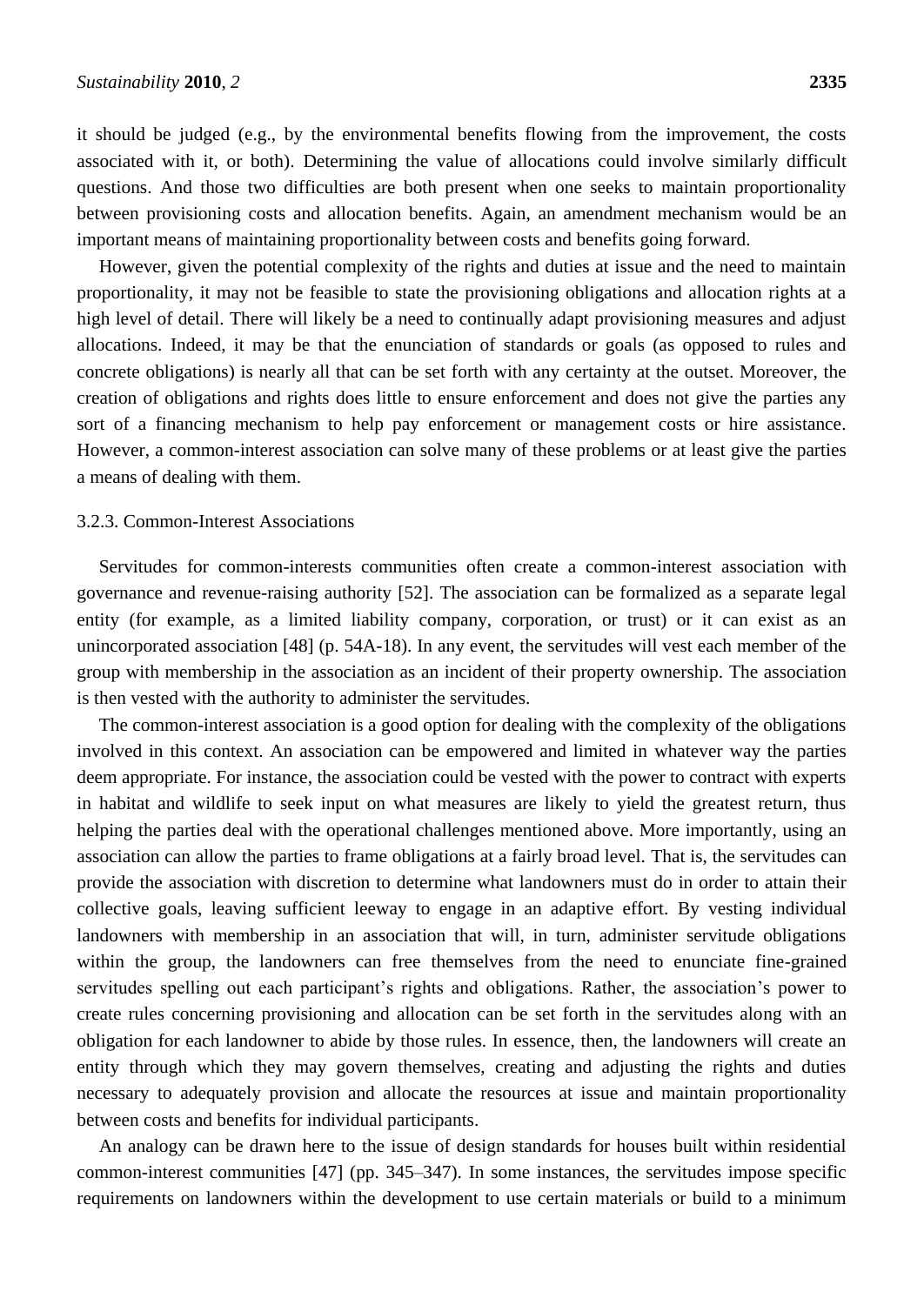it should be judged (e.g., by the environmental benefits flowing from the improvement, the costs associated with it, or both). Determining the value of allocations could involve similarly difficult questions. And those two difficulties are both present when one seeks to maintain proportionality between provisioning costs and allocation benefits. Again, an amendment mechanism would be an important means of maintaining proportionality between costs and benefits going forward.

However, given the potential complexity of the rights and duties at issue and the need to maintain proportionality, it may not be feasible to state the provisioning obligations and allocation rights at a high level of detail. There will likely be a need to continually adapt provisioning measures and adjust allocations. Indeed, it may be that the enunciation of standards or goals (as opposed to rules and concrete obligations) is nearly all that can be set forth with any certainty at the outset. Moreover, the creation of obligations and rights does little to ensure enforcement and does not give the parties any sort of a financing mechanism to help pay enforcement or management costs or hire assistance. However, a common-interest association can solve many of these problems or at least give the parties a means of dealing with them.

#### 3.2.3. Common-Interest Associations

Servitudes for common-interests communities often create a common-interest association with governance and revenue-raising authority [52]. The association can be formalized as a separate legal entity (for example, as a limited liability company, corporation, or trust) or it can exist as an unincorporated association [48] (p. 54A-18). In any event, the servitudes will vest each member of the group with membership in the association as an incident of their property ownership. The association is then vested with the authority to administer the servitudes.

The common-interest association is a good option for dealing with the complexity of the obligations involved in this context. An association can be empowered and limited in whatever way the parties deem appropriate. For instance, the association could be vested with the power to contract with experts in habitat and wildlife to seek input on what measures are likely to yield the greatest return, thus helping the parties deal with the operational challenges mentioned above. More importantly, using an association can allow the parties to frame obligations at a fairly broad level. That is, the servitudes can provide the association with discretion to determine what landowners must do in order to attain their collective goals, leaving sufficient leeway to engage in an adaptive effort. By vesting individual landowners with membership in an association that will, in turn, administer servitude obligations within the group, the landowners can free themselves from the need to enunciate fine-grained servitudes spelling out each participant's rights and obligations. Rather, the association's power to create rules concerning provisioning and allocation can be set forth in the servitudes along with an obligation for each landowner to abide by those rules. In essence, then, the landowners will create an entity through which they may govern themselves, creating and adjusting the rights and duties necessary to adequately provision and allocate the resources at issue and maintain proportionality between costs and benefits for individual participants.

An analogy can be drawn here to the issue of design standards for houses built within residential common-interest communities [47] (pp. 345–347). In some instances, the servitudes impose specific requirements on landowners within the development to use certain materials or build to a minimum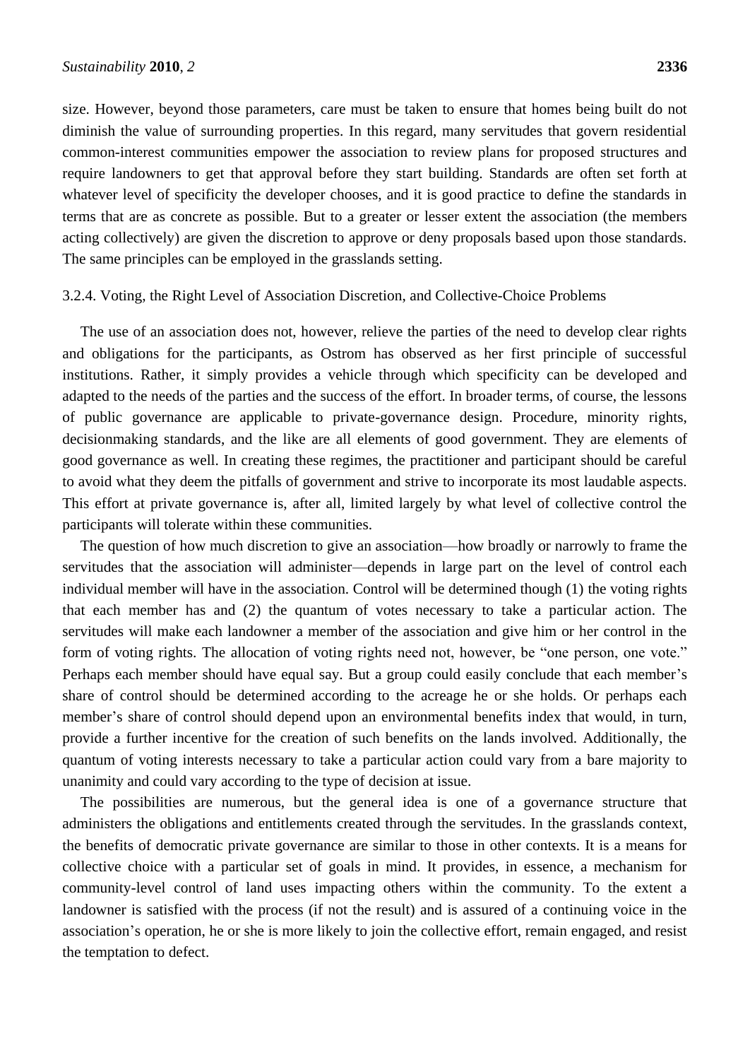size. However, beyond those parameters, care must be taken to ensure that homes being built do not diminish the value of surrounding properties. In this regard, many servitudes that govern residential common-interest communities empower the association to review plans for proposed structures and require landowners to get that approval before they start building. Standards are often set forth at whatever level of specificity the developer chooses, and it is good practice to define the standards in terms that are as concrete as possible. But to a greater or lesser extent the association (the members acting collectively) are given the discretion to approve or deny proposals based upon those standards. The same principles can be employed in the grasslands setting.

#### 3.2.4. Voting, the Right Level of Association Discretion, and Collective-Choice Problems

The use of an association does not, however, relieve the parties of the need to develop clear rights and obligations for the participants, as Ostrom has observed as her first principle of successful institutions. Rather, it simply provides a vehicle through which specificity can be developed and adapted to the needs of the parties and the success of the effort. In broader terms, of course, the lessons of public governance are applicable to private-governance design. Procedure, minority rights, decisionmaking standards, and the like are all elements of good government. They are elements of good governance as well. In creating these regimes, the practitioner and participant should be careful to avoid what they deem the pitfalls of government and strive to incorporate its most laudable aspects. This effort at private governance is, after all, limited largely by what level of collective control the participants will tolerate within these communities.

The question of how much discretion to give an association—how broadly or narrowly to frame the servitudes that the association will administer—depends in large part on the level of control each individual member will have in the association. Control will be determined though (1) the voting rights that each member has and (2) the quantum of votes necessary to take a particular action. The servitudes will make each landowner a member of the association and give him or her control in the form of voting rights. The allocation of voting rights need not, however, be "one person, one vote." Perhaps each member should have equal say. But a group could easily conclude that each member's share of control should be determined according to the acreage he or she holds. Or perhaps each member's share of control should depend upon an environmental benefits index that would, in turn, provide a further incentive for the creation of such benefits on the lands involved. Additionally, the quantum of voting interests necessary to take a particular action could vary from a bare majority to unanimity and could vary according to the type of decision at issue.

The possibilities are numerous, but the general idea is one of a governance structure that administers the obligations and entitlements created through the servitudes. In the grasslands context, the benefits of democratic private governance are similar to those in other contexts. It is a means for collective choice with a particular set of goals in mind. It provides, in essence, a mechanism for community-level control of land uses impacting others within the community. To the extent a landowner is satisfied with the process (if not the result) and is assured of a continuing voice in the association's operation, he or she is more likely to join the collective effort, remain engaged, and resist the temptation to defect.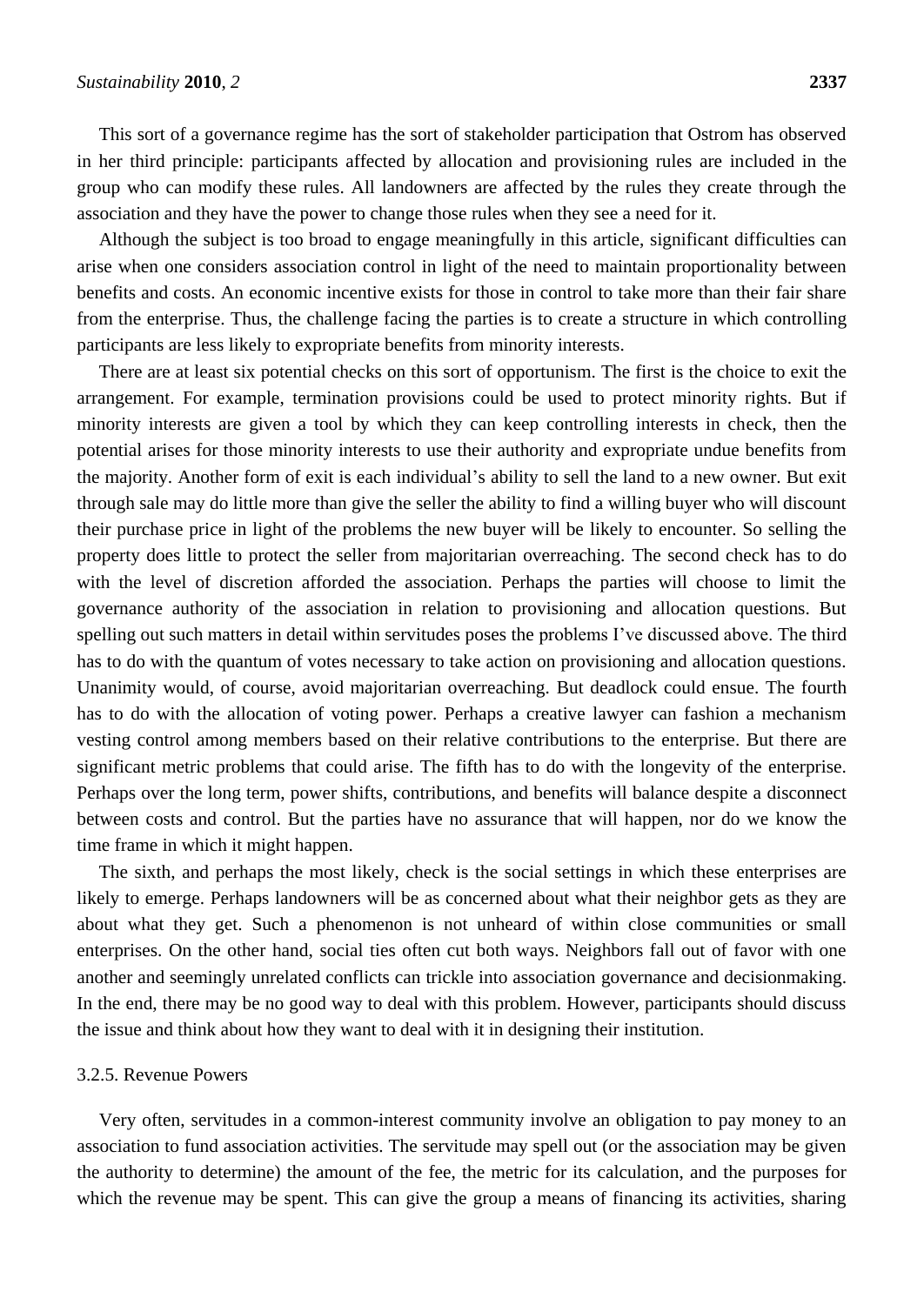This sort of a governance regime has the sort of stakeholder participation that Ostrom has observed in her third principle: participants affected by allocation and provisioning rules are included in the group who can modify these rules. All landowners are affected by the rules they create through the association and they have the power to change those rules when they see a need for it.

Although the subject is too broad to engage meaningfully in this article, significant difficulties can arise when one considers association control in light of the need to maintain proportionality between benefits and costs. An economic incentive exists for those in control to take more than their fair share from the enterprise. Thus, the challenge facing the parties is to create a structure in which controlling participants are less likely to expropriate benefits from minority interests.

There are at least six potential checks on this sort of opportunism. The first is the choice to exit the arrangement. For example, termination provisions could be used to protect minority rights. But if minority interests are given a tool by which they can keep controlling interests in check, then the potential arises for those minority interests to use their authority and expropriate undue benefits from the majority. Another form of exit is each individual's ability to sell the land to a new owner. But exit through sale may do little more than give the seller the ability to find a willing buyer who will discount their purchase price in light of the problems the new buyer will be likely to encounter. So selling the property does little to protect the seller from majoritarian overreaching. The second check has to do with the level of discretion afforded the association. Perhaps the parties will choose to limit the governance authority of the association in relation to provisioning and allocation questions. But spelling out such matters in detail within servitudes poses the problems I've discussed above. The third has to do with the quantum of votes necessary to take action on provisioning and allocation questions. Unanimity would, of course, avoid majoritarian overreaching. But deadlock could ensue. The fourth has to do with the allocation of voting power. Perhaps a creative lawyer can fashion a mechanism vesting control among members based on their relative contributions to the enterprise. But there are significant metric problems that could arise. The fifth has to do with the longevity of the enterprise. Perhaps over the long term, power shifts, contributions, and benefits will balance despite a disconnect between costs and control. But the parties have no assurance that will happen, nor do we know the time frame in which it might happen.

The sixth, and perhaps the most likely, check is the social settings in which these enterprises are likely to emerge. Perhaps landowners will be as concerned about what their neighbor gets as they are about what they get. Such a phenomenon is not unheard of within close communities or small enterprises. On the other hand, social ties often cut both ways. Neighbors fall out of favor with one another and seemingly unrelated conflicts can trickle into association governance and decisionmaking. In the end, there may be no good way to deal with this problem. However, participants should discuss the issue and think about how they want to deal with it in designing their institution.

#### 3.2.5. Revenue Powers

Very often, servitudes in a common-interest community involve an obligation to pay money to an association to fund association activities. The servitude may spell out (or the association may be given the authority to determine) the amount of the fee, the metric for its calculation, and the purposes for which the revenue may be spent. This can give the group a means of financing its activities, sharing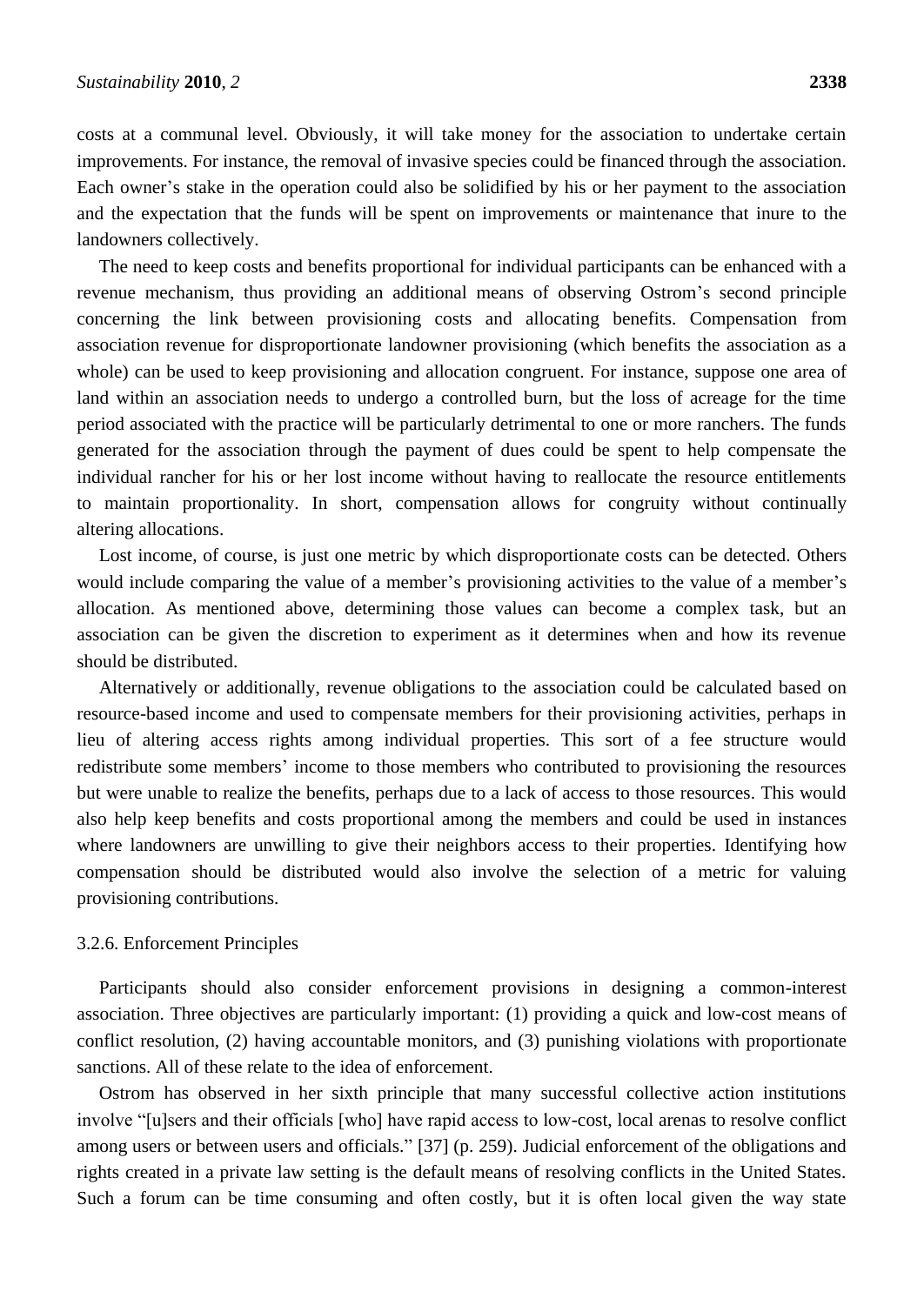costs at a communal level. Obviously, it will take money for the association to undertake certain improvements. For instance, the removal of invasive species could be financed through the association. Each owner's stake in the operation could also be solidified by his or her payment to the association and the expectation that the funds will be spent on improvements or maintenance that inure to the landowners collectively.

The need to keep costs and benefits proportional for individual participants can be enhanced with a revenue mechanism, thus providing an additional means of observing Ostrom's second principle concerning the link between provisioning costs and allocating benefits. Compensation from association revenue for disproportionate landowner provisioning (which benefits the association as a whole) can be used to keep provisioning and allocation congruent. For instance, suppose one area of land within an association needs to undergo a controlled burn, but the loss of acreage for the time period associated with the practice will be particularly detrimental to one or more ranchers. The funds generated for the association through the payment of dues could be spent to help compensate the individual rancher for his or her lost income without having to reallocate the resource entitlements to maintain proportionality. In short, compensation allows for congruity without continually altering allocations.

Lost income, of course, is just one metric by which disproportionate costs can be detected. Others would include comparing the value of a member's provisioning activities to the value of a member's allocation. As mentioned above, determining those values can become a complex task, but an association can be given the discretion to experiment as it determines when and how its revenue should be distributed.

Alternatively or additionally, revenue obligations to the association could be calculated based on resource-based income and used to compensate members for their provisioning activities, perhaps in lieu of altering access rights among individual properties. This sort of a fee structure would redistribute some members' income to those members who contributed to provisioning the resources but were unable to realize the benefits, perhaps due to a lack of access to those resources. This would also help keep benefits and costs proportional among the members and could be used in instances where landowners are unwilling to give their neighbors access to their properties. Identifying how compensation should be distributed would also involve the selection of a metric for valuing provisioning contributions.

#### 3.2.6. Enforcement Principles

Participants should also consider enforcement provisions in designing a common-interest association. Three objectives are particularly important: (1) providing a quick and low-cost means of conflict resolution, (2) having accountable monitors, and (3) punishing violations with proportionate sanctions. All of these relate to the idea of enforcement.

Ostrom has observed in her sixth principle that many successful collective action institutions involve "[u]sers and their officials [who] have rapid access to low-cost, local arenas to resolve conflict among users or between users and officials." [37] (p. 259). Judicial enforcement of the obligations and rights created in a private law setting is the default means of resolving conflicts in the United States. Such a forum can be time consuming and often costly, but it is often local given the way state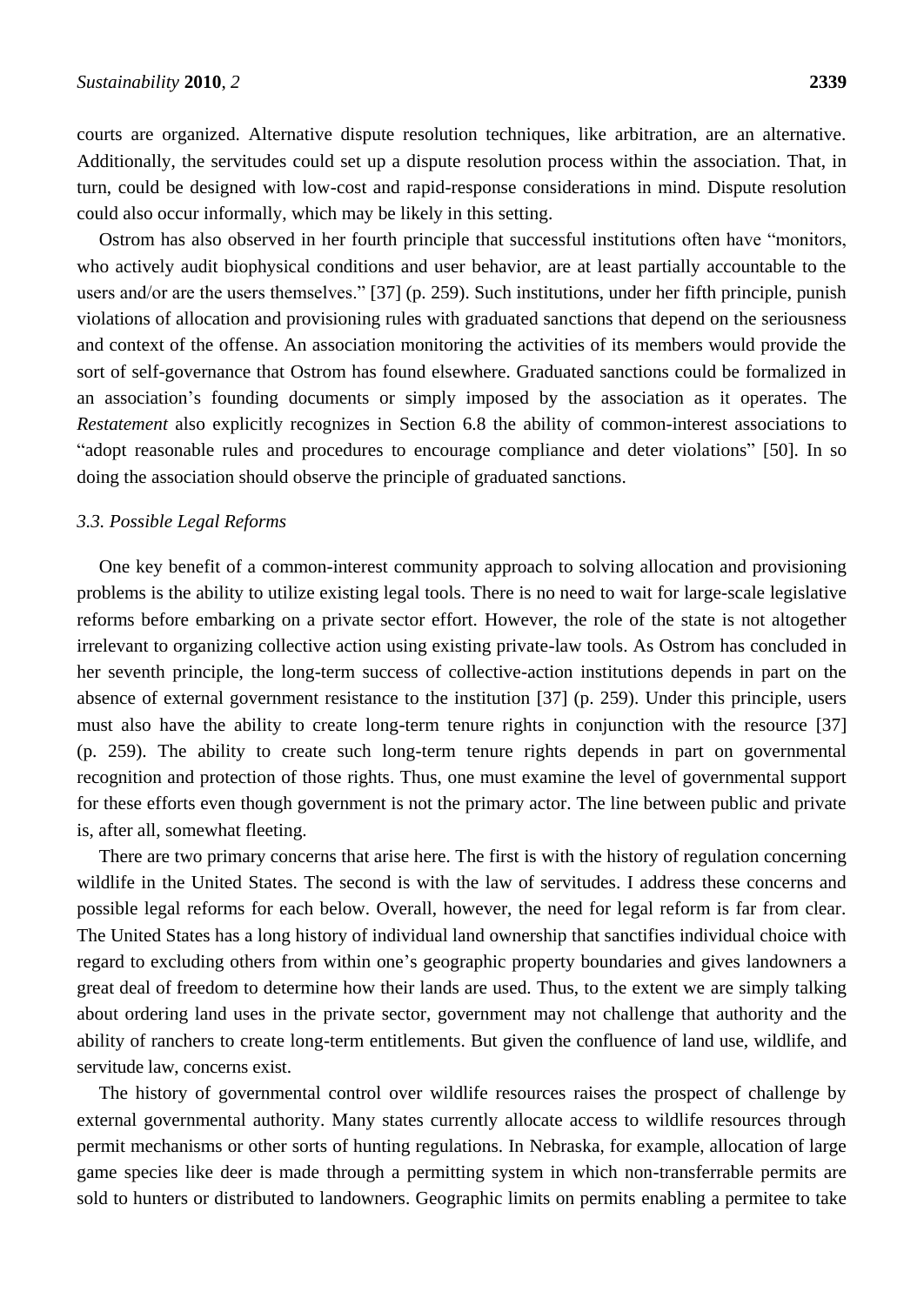courts are organized. Alternative dispute resolution techniques, like arbitration, are an alternative. Additionally, the servitudes could set up a dispute resolution process within the association. That, in turn, could be designed with low-cost and rapid-response considerations in mind. Dispute resolution could also occur informally, which may be likely in this setting.

Ostrom has also observed in her fourth principle that successful institutions often have "monitors, who actively audit biophysical conditions and user behavior, are at least partially accountable to the users and/or are the users themselves." [37] (p. 259). Such institutions, under her fifth principle, punish violations of allocation and provisioning rules with graduated sanctions that depend on the seriousness and context of the offense. An association monitoring the activities of its members would provide the sort of self-governance that Ostrom has found elsewhere. Graduated sanctions could be formalized in an association's founding documents or simply imposed by the association as it operates. The *Restatement* also explicitly recognizes in Section 6.8 the ability of common-interest associations to "adopt reasonable rules and procedures to encourage compliance and deter violations" [50]. In so doing the association should observe the principle of graduated sanctions.

### *3.3. Possible Legal Reforms*

One key benefit of a common-interest community approach to solving allocation and provisioning problems is the ability to utilize existing legal tools. There is no need to wait for large-scale legislative reforms before embarking on a private sector effort. However, the role of the state is not altogether irrelevant to organizing collective action using existing private-law tools. As Ostrom has concluded in her seventh principle, the long-term success of collective-action institutions depends in part on the absence of external government resistance to the institution [37] (p. 259). Under this principle, users must also have the ability to create long-term tenure rights in conjunction with the resource [37] (p. 259). The ability to create such long-term tenure rights depends in part on governmental recognition and protection of those rights. Thus, one must examine the level of governmental support for these efforts even though government is not the primary actor. The line between public and private is, after all, somewhat fleeting.

There are two primary concerns that arise here. The first is with the history of regulation concerning wildlife in the United States. The second is with the law of servitudes. I address these concerns and possible legal reforms for each below. Overall, however, the need for legal reform is far from clear. The United States has a long history of individual land ownership that sanctifies individual choice with regard to excluding others from within one's geographic property boundaries and gives landowners a great deal of freedom to determine how their lands are used. Thus, to the extent we are simply talking about ordering land uses in the private sector, government may not challenge that authority and the ability of ranchers to create long-term entitlements. But given the confluence of land use, wildlife, and servitude law, concerns exist.

The history of governmental control over wildlife resources raises the prospect of challenge by external governmental authority. Many states currently allocate access to wildlife resources through permit mechanisms or other sorts of hunting regulations. In Nebraska, for example, allocation of large game species like deer is made through a permitting system in which non-transferrable permits are sold to hunters or distributed to landowners. Geographic limits on permits enabling a permitee to take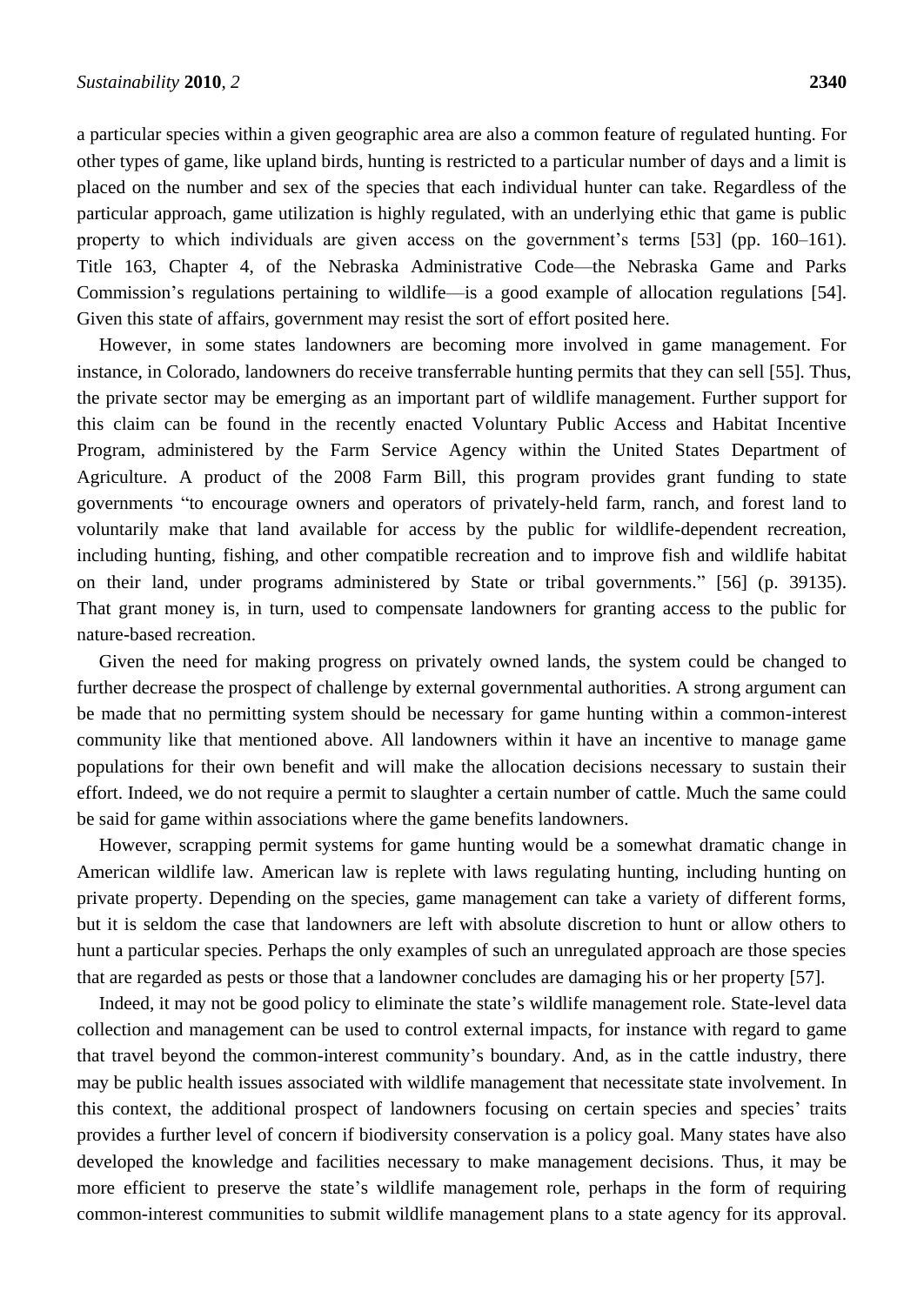a particular species within a given geographic area are also a common feature of regulated hunting. For other types of game, like upland birds, hunting is restricted to a particular number of days and a limit is placed on the number and sex of the species that each individual hunter can take. Regardless of the particular approach, game utilization is highly regulated, with an underlying ethic that game is public property to which individuals are given access on the government's terms [53] (pp. 160–161). Title 163, Chapter 4, of the Nebraska Administrative Code—the Nebraska Game and Parks Commission's regulations pertaining to wildlife—is a good example of allocation regulations [54]. Given this state of affairs, government may resist the sort of effort posited here.

However, in some states landowners are becoming more involved in game management. For instance, in Colorado, landowners do receive transferrable hunting permits that they can sell [55]. Thus, the private sector may be emerging as an important part of wildlife management. Further support for this claim can be found in the recently enacted Voluntary Public Access and Habitat Incentive Program, administered by the Farm Service Agency within the United States Department of Agriculture. A product of the 2008 Farm Bill, this program provides grant funding to state governments "to encourage owners and operators of privately-held farm, ranch, and forest land to voluntarily make that land available for access by the public for wildlife-dependent recreation, including hunting, fishing, and other compatible recreation and to improve fish and wildlife habitat on their land, under programs administered by State or tribal governments." [56] (p. 39135). That grant money is, in turn, used to compensate landowners for granting access to the public for nature-based recreation.

Given the need for making progress on privately owned lands, the system could be changed to further decrease the prospect of challenge by external governmental authorities. A strong argument can be made that no permitting system should be necessary for game hunting within a common-interest community like that mentioned above. All landowners within it have an incentive to manage game populations for their own benefit and will make the allocation decisions necessary to sustain their effort. Indeed, we do not require a permit to slaughter a certain number of cattle. Much the same could be said for game within associations where the game benefits landowners.

However, scrapping permit systems for game hunting would be a somewhat dramatic change in American wildlife law. American law is replete with laws regulating hunting, including hunting on private property. Depending on the species, game management can take a variety of different forms, but it is seldom the case that landowners are left with absolute discretion to hunt or allow others to hunt a particular species. Perhaps the only examples of such an unregulated approach are those species that are regarded as pests or those that a landowner concludes are damaging his or her property [57].

Indeed, it may not be good policy to eliminate the state's wildlife management role. State-level data collection and management can be used to control external impacts, for instance with regard to game that travel beyond the common-interest community's boundary. And, as in the cattle industry, there may be public health issues associated with wildlife management that necessitate state involvement. In this context, the additional prospect of landowners focusing on certain species and species' traits provides a further level of concern if biodiversity conservation is a policy goal. Many states have also developed the knowledge and facilities necessary to make management decisions. Thus, it may be more efficient to preserve the state's wildlife management role, perhaps in the form of requiring common-interest communities to submit wildlife management plans to a state agency for its approval.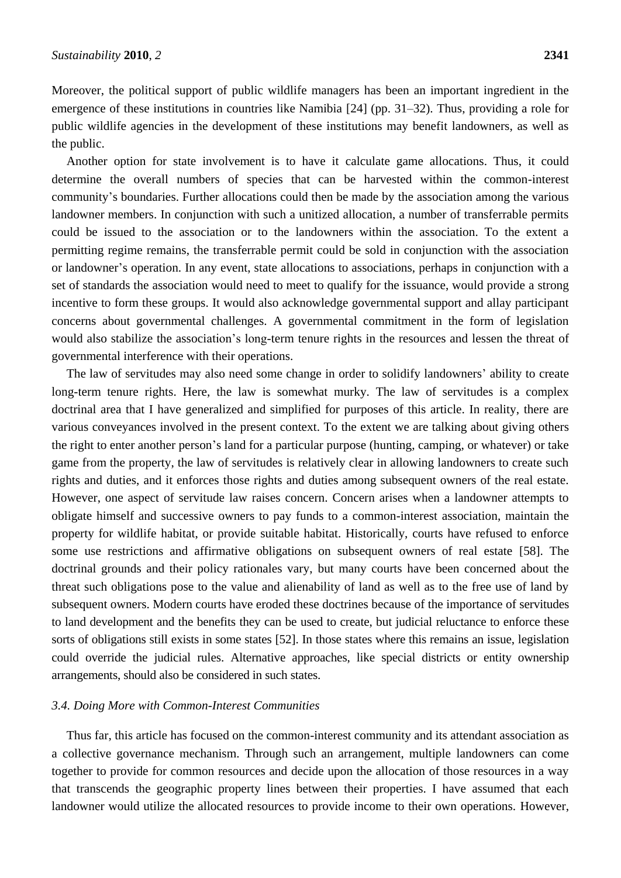Moreover, the political support of public wildlife managers has been an important ingredient in the emergence of these institutions in countries like Namibia [24] (pp. 31–32). Thus, providing a role for public wildlife agencies in the development of these institutions may benefit landowners, as well as the public.

Another option for state involvement is to have it calculate game allocations. Thus, it could determine the overall numbers of species that can be harvested within the common-interest community's boundaries. Further allocations could then be made by the association among the various landowner members. In conjunction with such a unitized allocation, a number of transferrable permits could be issued to the association or to the landowners within the association. To the extent a permitting regime remains, the transferrable permit could be sold in conjunction with the association or landowner's operation. In any event, state allocations to associations, perhaps in conjunction with a set of standards the association would need to meet to qualify for the issuance, would provide a strong incentive to form these groups. It would also acknowledge governmental support and allay participant concerns about governmental challenges. A governmental commitment in the form of legislation would also stabilize the association's long-term tenure rights in the resources and lessen the threat of governmental interference with their operations.

The law of servitudes may also need some change in order to solidify landowners' ability to create long-term tenure rights. Here, the law is somewhat murky. The law of servitudes is a complex doctrinal area that I have generalized and simplified for purposes of this article. In reality, there are various conveyances involved in the present context. To the extent we are talking about giving others the right to enter another person's land for a particular purpose (hunting, camping, or whatever) or take game from the property, the law of servitudes is relatively clear in allowing landowners to create such rights and duties, and it enforces those rights and duties among subsequent owners of the real estate. However, one aspect of servitude law raises concern. Concern arises when a landowner attempts to obligate himself and successive owners to pay funds to a common-interest association, maintain the property for wildlife habitat, or provide suitable habitat. Historically, courts have refused to enforce some use restrictions and affirmative obligations on subsequent owners of real estate [58]. The doctrinal grounds and their policy rationales vary, but many courts have been concerned about the threat such obligations pose to the value and alienability of land as well as to the free use of land by subsequent owners. Modern courts have eroded these doctrines because of the importance of servitudes to land development and the benefits they can be used to create, but judicial reluctance to enforce these sorts of obligations still exists in some states [52]. In those states where this remains an issue, legislation could override the judicial rules. Alternative approaches, like special districts or entity ownership arrangements, should also be considered in such states.

### *3.4. Doing More with Common-Interest Communities*

Thus far, this article has focused on the common-interest community and its attendant association as a collective governance mechanism. Through such an arrangement, multiple landowners can come together to provide for common resources and decide upon the allocation of those resources in a way that transcends the geographic property lines between their properties. I have assumed that each landowner would utilize the allocated resources to provide income to their own operations. However,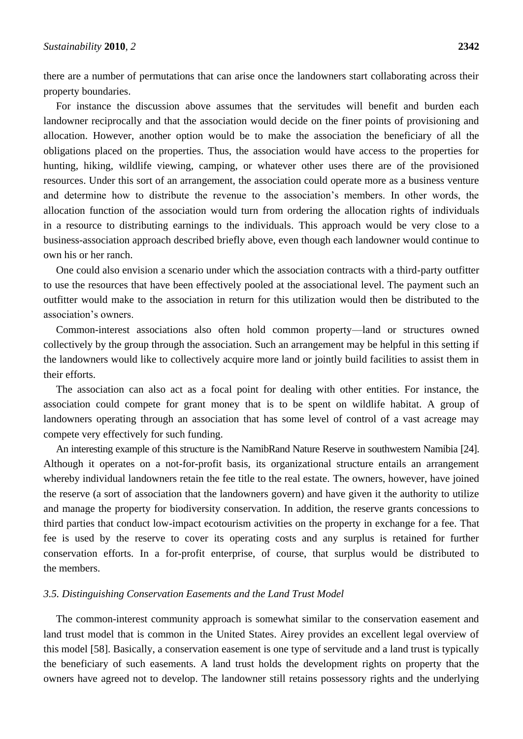there are a number of permutations that can arise once the landowners start collaborating across their property boundaries.

For instance the discussion above assumes that the servitudes will benefit and burden each landowner reciprocally and that the association would decide on the finer points of provisioning and allocation. However, another option would be to make the association the beneficiary of all the obligations placed on the properties. Thus, the association would have access to the properties for hunting, hiking, wildlife viewing, camping, or whatever other uses there are of the provisioned resources. Under this sort of an arrangement, the association could operate more as a business venture and determine how to distribute the revenue to the association's members. In other words, the allocation function of the association would turn from ordering the allocation rights of individuals in a resource to distributing earnings to the individuals. This approach would be very close to a business-association approach described briefly above, even though each landowner would continue to own his or her ranch.

One could also envision a scenario under which the association contracts with a third-party outfitter to use the resources that have been effectively pooled at the associational level. The payment such an outfitter would make to the association in return for this utilization would then be distributed to the association's owners.

Common-interest associations also often hold common property—land or structures owned collectively by the group through the association. Such an arrangement may be helpful in this setting if the landowners would like to collectively acquire more land or jointly build facilities to assist them in their efforts.

The association can also act as a focal point for dealing with other entities. For instance, the association could compete for grant money that is to be spent on wildlife habitat. A group of landowners operating through an association that has some level of control of a vast acreage may compete very effectively for such funding.

An interesting example of this structure is the NamibRand Nature Reserve in southwestern Namibia [24]. Although it operates on a not-for-profit basis, its organizational structure entails an arrangement whereby individual landowners retain the fee title to the real estate. The owners, however, have joined the reserve (a sort of association that the landowners govern) and have given it the authority to utilize and manage the property for biodiversity conservation. In addition, the reserve grants concessions to third parties that conduct low-impact ecotourism activities on the property in exchange for a fee. That fee is used by the reserve to cover its operating costs and any surplus is retained for further conservation efforts. In a for-profit enterprise, of course, that surplus would be distributed to the members.

### *3.5. Distinguishing Conservation Easements and the Land Trust Model*

The common-interest community approach is somewhat similar to the conservation easement and land trust model that is common in the United States. Airey provides an excellent legal overview of this model [58]. Basically, a conservation easement is one type of servitude and a land trust is typically the beneficiary of such easements. A land trust holds the development rights on property that the owners have agreed not to develop. The landowner still retains possessory rights and the underlying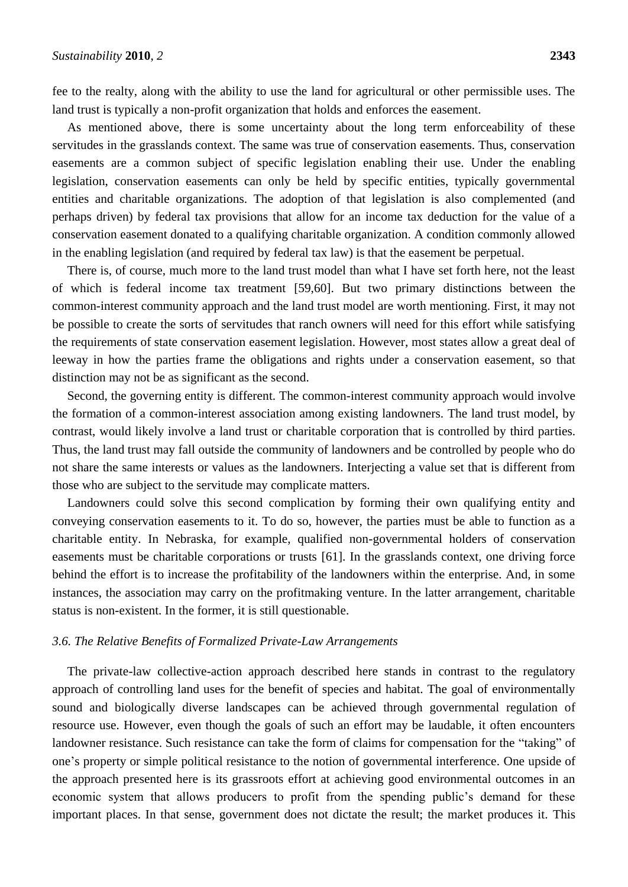fee to the realty, along with the ability to use the land for agricultural or other permissible uses. The land trust is typically a non-profit organization that holds and enforces the easement.

As mentioned above, there is some uncertainty about the long term enforceability of these servitudes in the grasslands context. The same was true of conservation easements. Thus, conservation easements are a common subject of specific legislation enabling their use. Under the enabling legislation, conservation easements can only be held by specific entities, typically governmental entities and charitable organizations. The adoption of that legislation is also complemented (and perhaps driven) by federal tax provisions that allow for an income tax deduction for the value of a conservation easement donated to a qualifying charitable organization. A condition commonly allowed in the enabling legislation (and required by federal tax law) is that the easement be perpetual.

There is, of course, much more to the land trust model than what I have set forth here, not the least of which is federal income tax treatment [59,60]. But two primary distinctions between the common-interest community approach and the land trust model are worth mentioning. First, it may not be possible to create the sorts of servitudes that ranch owners will need for this effort while satisfying the requirements of state conservation easement legislation. However, most states allow a great deal of leeway in how the parties frame the obligations and rights under a conservation easement, so that distinction may not be as significant as the second.

Second, the governing entity is different. The common-interest community approach would involve the formation of a common-interest association among existing landowners. The land trust model, by contrast, would likely involve a land trust or charitable corporation that is controlled by third parties. Thus, the land trust may fall outside the community of landowners and be controlled by people who do not share the same interests or values as the landowners. Interjecting a value set that is different from those who are subject to the servitude may complicate matters.

Landowners could solve this second complication by forming their own qualifying entity and conveying conservation easements to it. To do so, however, the parties must be able to function as a charitable entity. In Nebraska, for example, qualified non-governmental holders of conservation easements must be charitable corporations or trusts [61]. In the grasslands context, one driving force behind the effort is to increase the profitability of the landowners within the enterprise. And, in some instances, the association may carry on the profitmaking venture. In the latter arrangement, charitable status is non-existent. In the former, it is still questionable.

### *3.6. The Relative Benefits of Formalized Private-Law Arrangements*

The private-law collective-action approach described here stands in contrast to the regulatory approach of controlling land uses for the benefit of species and habitat. The goal of environmentally sound and biologically diverse landscapes can be achieved through governmental regulation of resource use. However, even though the goals of such an effort may be laudable, it often encounters landowner resistance. Such resistance can take the form of claims for compensation for the "taking" of one's property or simple political resistance to the notion of governmental interference. One upside of the approach presented here is its grassroots effort at achieving good environmental outcomes in an economic system that allows producers to profit from the spending public's demand for these important places. In that sense, government does not dictate the result; the market produces it. This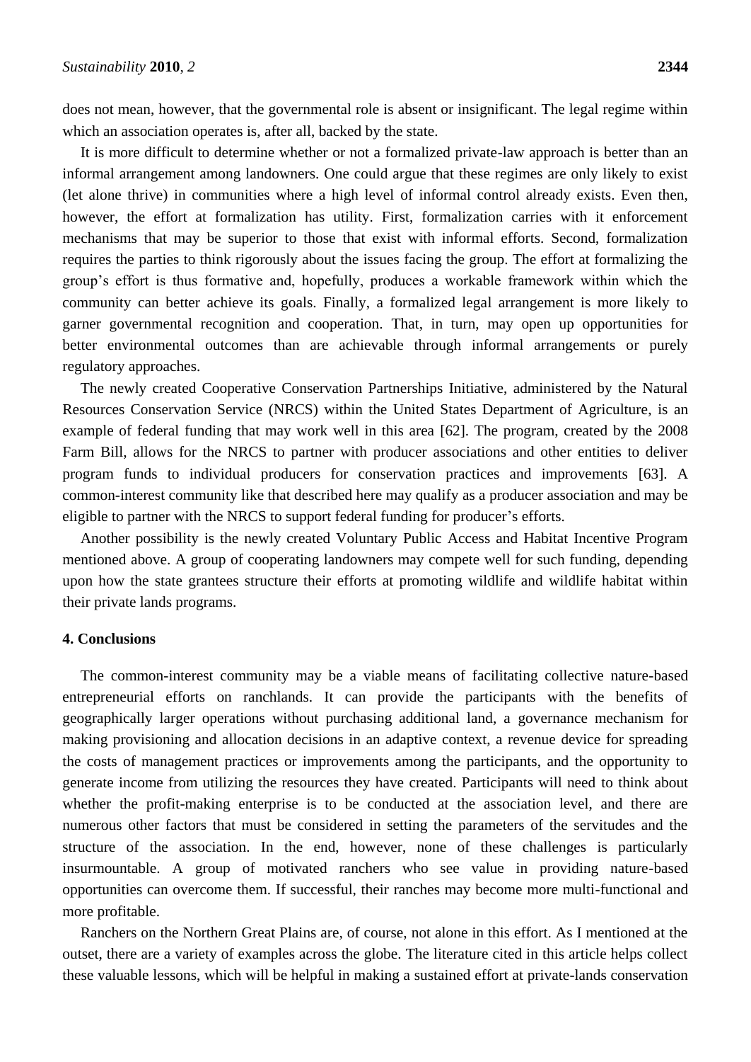does not mean, however, that the governmental role is absent or insignificant. The legal regime within which an association operates is, after all, backed by the state.

It is more difficult to determine whether or not a formalized private-law approach is better than an informal arrangement among landowners. One could argue that these regimes are only likely to exist (let alone thrive) in communities where a high level of informal control already exists. Even then, however, the effort at formalization has utility. First, formalization carries with it enforcement mechanisms that may be superior to those that exist with informal efforts. Second, formalization requires the parties to think rigorously about the issues facing the group. The effort at formalizing the group's effort is thus formative and, hopefully, produces a workable framework within which the community can better achieve its goals. Finally, a formalized legal arrangement is more likely to garner governmental recognition and cooperation. That, in turn, may open up opportunities for better environmental outcomes than are achievable through informal arrangements or purely regulatory approaches.

The newly created Cooperative Conservation Partnerships Initiative, administered by the Natural Resources Conservation Service (NRCS) within the United States Department of Agriculture, is an example of federal funding that may work well in this area [62]. The program, created by the 2008 Farm Bill, allows for the NRCS to partner with producer associations and other entities to deliver program funds to individual producers for conservation practices and improvements [63]. A common-interest community like that described here may qualify as a producer association and may be eligible to partner with the NRCS to support federal funding for producer's efforts.

Another possibility is the newly created Voluntary Public Access and Habitat Incentive Program mentioned above. A group of cooperating landowners may compete well for such funding, depending upon how the state grantees structure their efforts at promoting wildlife and wildlife habitat within their private lands programs.

## 4. Conclusions

The common-interest community may be a viable means of facilitating collective nature-based entrepreneurial efforts on ranchlands. It can provide the participants with the benefits of geographically larger operations without purchasing additional land, a governance mechanism for making provisioning and allocation decisions in an adaptive context, a revenue device for spreading the costs of management practices or improvements among the participants, and the opportunity to generate income from utilizing the resources they have created. Participants will need to think about whether the profit-making enterprise is to be conducted at the association level, and there are numerous other factors that must be considered in setting the parameters of the servitudes and the structure of the association. In the end, however, none of these challenges is particularly insurmountable. A group of motivated ranchers who see value in providing nature-based opportunities can overcome them. If successful, their ranches may become more multi-functional and more profitable.

Ranchers on the Northern Great Plains are, of course, not alone in this effort. As I mentioned at the outset, there are a variety of examples across the globe. The literature cited in this article helps collect these valuable lessons, which will be helpful in making a sustained effort at private-lands conservation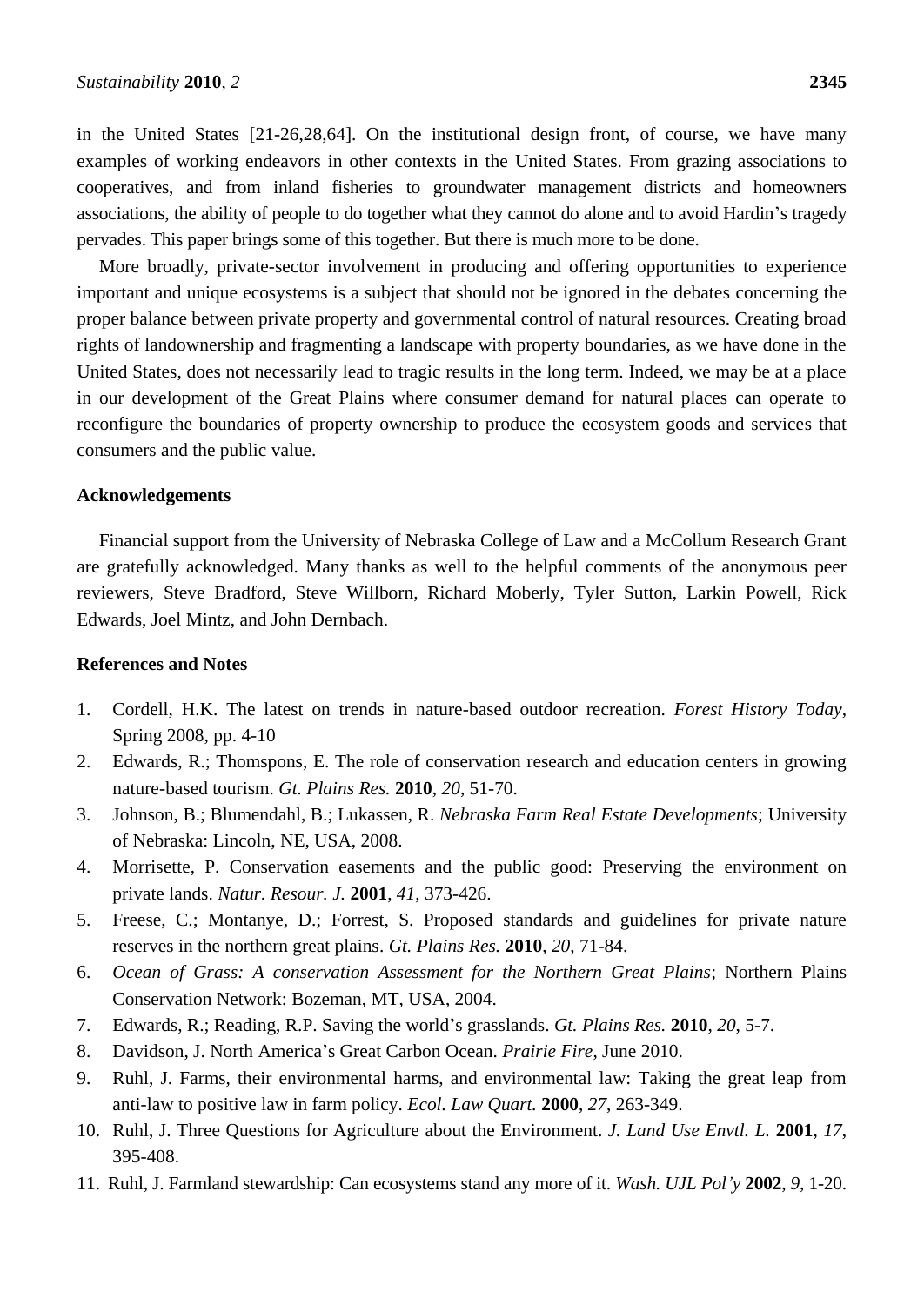in the United States [21-26,28,64]. On the institutional design front, of course, we have many examples of working endeavors in other contexts in the United States. From grazing associations to cooperatives, and from inland fisheries to groundwater management districts and homeowners associations, the ability of people to do together what they cannot do alone and to avoid Hardin's tragedy pervades. This paper brings some of this together. But there is much more to be done.

More broadly, private-sector involvement in producing and offering opportunities to experience important and unique ecosystems is a subject that should not be ignored in the debates concerning the proper balance between private property and governmental control of natural resources. Creating broad rights of landownership and fragmenting a landscape with property boundaries, as we have done in the United States, does not necessarily lead to tragic results in the long term. Indeed, we may be at a place in our development of the Great Plains where consumer demand for natural places can operate to reconfigure the boundaries of property ownership to produce the ecosystem goods and services that consumers and the public value.

## Acknowledgements

Financial support from the University of Nebraska College of Law and a McCollum Research Grant are gratefully acknowledged. Many thanks as well to the helpful comments of the anonymous peer reviewers, Steve Bradford, Steve Willborn, Richard Moberly, Tyler Sutton, Larkin Powell, Rick Edwards, Joel Mintz, and John Dernbach.

## References and Notes

1. Cordell, H.K. The latest on trends in nature-based outdoor recreation. *Forest History Today*, Spring 2008, pp. 4-10
2. Edwards, R.; Thomspons, E. The role of conservation research and education centers in growing nature-based tourism. *Gt. Plains Res.* **2010**, *20*, 51-70.
3. Johnson, B.; Blumendahl, B.; Lukassen, R. *Nebraska Farm Real Estate Developments*; University of Nebraska: Lincoln, NE, USA, 2008.
4. Morrisette, P. Conservation easements and the public good: Preserving the environment on private lands. *Natur. Resour. J.* **2001**, *41*, 373-426.
5. Freese, C.; Montanye, D.; Forrest, S. Proposed standards and guidelines for private nature reserves in the northern great plains. *Gt. Plains Res.* **2010**, *20*, 71-84.
6. *Ocean of Grass: A conservation Assessment for the Northern Great Plains*; Northern Plains Conservation Network: Bozeman, MT, USA, 2004.
7. Edwards, R.; Reading, R.P. Saving the world's grasslands. *Gt. Plains Res.* **2010**, *20*, 5-7.
8. Davidson, J. North America's Great Carbon Ocean. *Prairie Fire*, June 2010.
9. Ruhl, J. Farms, their environmental harms, and environmental law: Taking the great leap from anti-law to positive law in farm policy. *Ecol. Law Quart.* **2000**, *27*, 263-349.
10. Ruhl, J. Three Questions for Agriculture about the Environment. *J. Land Use Envtl. L.* **2001**, *17*, 395-408.
11. Ruhl, J. Farmland stewardship: Can ecosystems stand any more of it. *Wash. UJL Pol'y* **2002**, *9*, 1-20.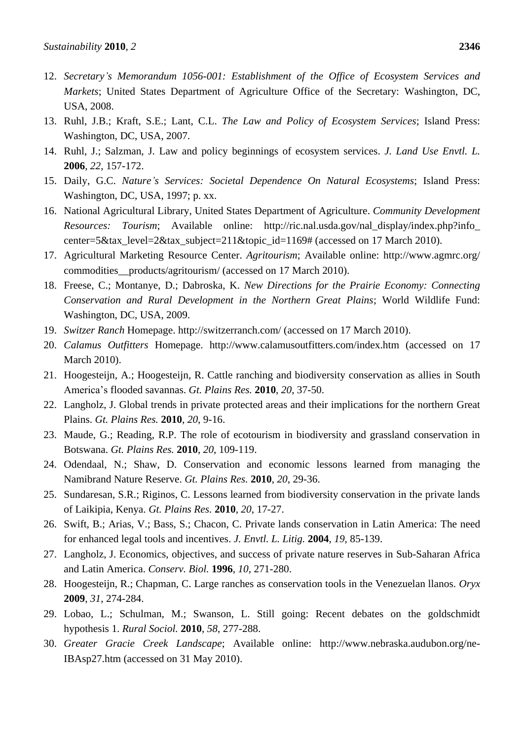12. *Secretary's Memorandum 1056-001: Establishment of the Office of Ecosystem Services and Markets*; United States Department of Agriculture Office of the Secretary: Washington, DC, USA, 2008.
13. Ruhl, J.B.; Kraft, S.E.; Lant, C.L. *The Law and Policy of Ecosystem Services*; Island Press: Washington, DC, USA, 2007.
14. Ruhl, J.; Salzman, J. Law and policy beginnings of ecosystem services. *J. Land Use Envtl. L.* **2006**, *22*, 157-172.
15. Daily, G.C. *Nature's Services: Societal Dependence On Natural Ecosystems*; Island Press: Washington, DC, USA, 1997; p. xx.
16. National Agricultural Library, United States Department of Agriculture. *Community Development Resources: Tourism*; Available online: http://ric.nal.usda.gov/nal_display/index.php?info_center=5&tax_level=2&tax_subject=211&topic_id=1169# (accessed on 17 March 2010).
17. Agricultural Marketing Resource Center. *Agritourism*; Available online: http://www.agmrc.org/commodities__products/agritourism/ (accessed on 17 March 2010).
18. Freese, C.; Montanye, D.; Dabroska, K. *New Directions for the Prairie Economy: Connecting Conservation and Rural Development in the Northern Great Plains*; World Wildlife Fund: Washington, DC, USA, 2009.
19. *Switzer Ranch* Homepage. http://switzerranch.com/ (accessed on 17 March 2010).
20. *Calamus Outfitters* Homepage. http://www.calamusoutfitters.com/index.htm (accessed on 17 March 2010).
21. Hoogesteijn, A.; Hoogesteijn, R. Cattle ranching and biodiversity conservation as allies in South America's flooded savannas. *Gt. Plains Res.* **2010**, *20*, 37-50.
22. Langholz, J. Global trends in private protected areas and their implications for the northern Great Plains. *Gt. Plains Res.* **2010**, *20*, 9-16.
23. Maude, G.; Reading, R.P. The role of ecotourism in biodiversity and grassland conservation in Botswana. *Gt. Plains Res.* **2010**, *20*, 109-119.
24. Odendaal, N.; Shaw, D. Conservation and economic lessons learned from managing the Namibrand Nature Reserve. *Gt. Plains Res.* **2010**, *20*, 29-36.
25. Sundaresan, S.R.; Riginos, C. Lessons learned from biodiversity conservation in the private lands of Laikipia, Kenya. *Gt. Plains Res.* **2010**, *20*, 17-27.
26. Swift, B.; Arias, V.; Bass, S.; Chacon, C. Private lands conservation in Latin America: The need for enhanced legal tools and incentives. *J. Envtl. L. Litig.* **2004**, *19*, 85-139.
27. Langholz, J. Economics, objectives, and success of private nature reserves in Sub-Saharan Africa and Latin America. *Conserv. Biol.* **1996**, *10*, 271-280.
28. Hoogesteijn, R.; Chapman, C. Large ranches as conservation tools in the Venezuelan llanos. *Oryx* **2009**, *31*, 274-284.
29. Lobao, L.; Schulman, M.; Swanson, L. Still going: Recent debates on the goldschmidt hypothesis 1. *Rural Sociol.* **2010**, *58*, 277-288.
30. *Greater Gracie Creek Landscape*; Available online: http://www.nebraska.audubon.org/ne-IBAsp27.htm (accessed on 31 May 2010).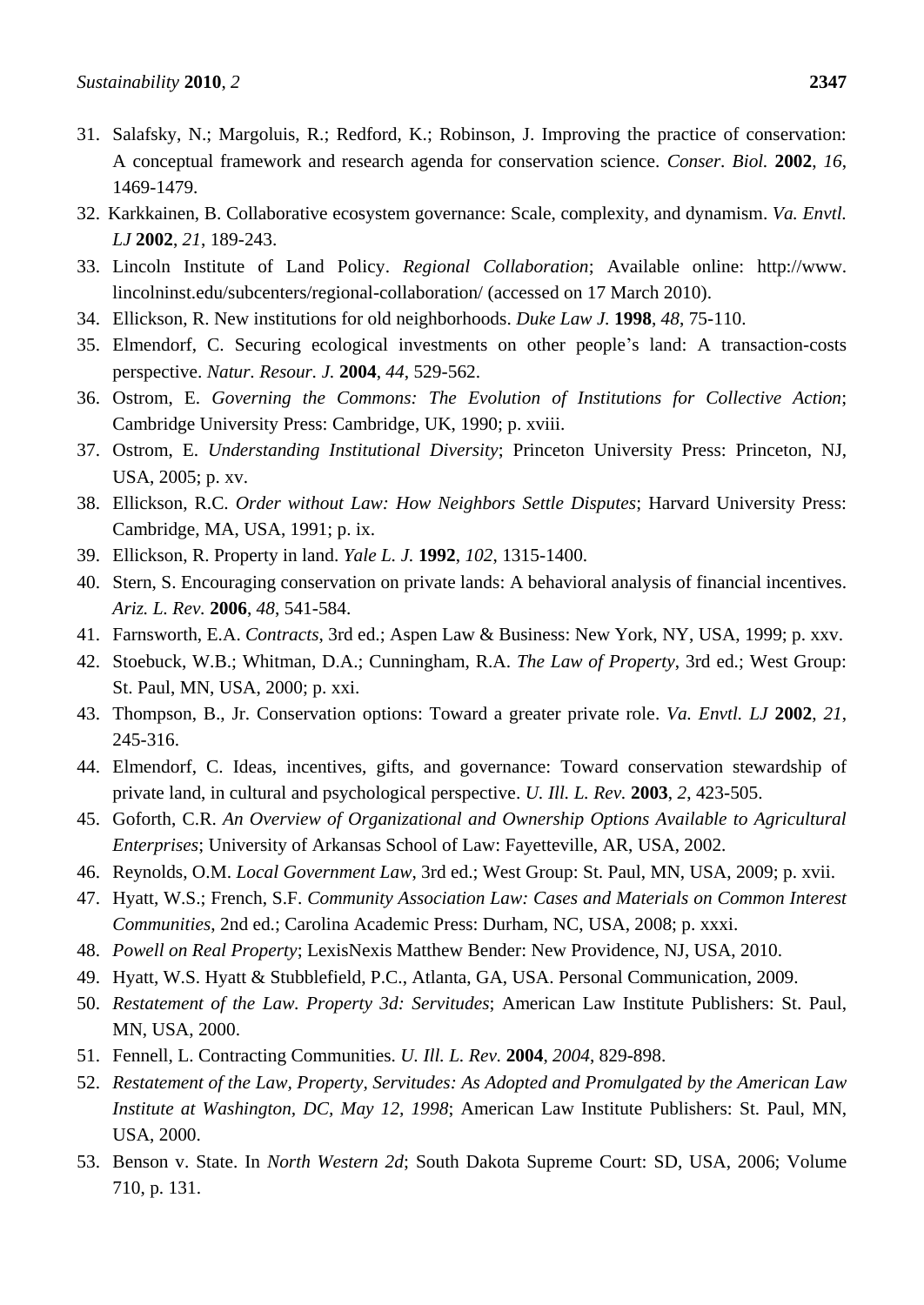31. Salafsky, N.; Margoluis, R.; Redford, K.; Robinson, J. Improving the practice of conservation: A conceptual framework and research agenda for conservation science. *Conser. Biol.* **2002**, *16*, 1469-1479.
32. Karkkainen, B. Collaborative ecosystem governance: Scale, complexity, and dynamism. *Va. Envtl. LJ* **2002**, *21*, 189-243.
33. Lincoln Institute of Land Policy. *Regional Collaboration*; Available online: http://www.lincolninst.edu/subcenters/regional-collaboration/ (accessed on 17 March 2010).
34. Ellickson, R. New institutions for old neighborhoods. *Duke Law J.* **1998**, *48*, 75-110.
35. Elmendorf, C. Securing ecological investments on other people's land: A transaction-costs perspective. *Natur. Resour. J.* **2004**, *44*, 529-562.
36. Ostrom, E. *Governing the Commons: The Evolution of Institutions for Collective Action*; Cambridge University Press: Cambridge, UK, 1990; p. xviii.
37. Ostrom, E. *Understanding Institutional Diversity*; Princeton University Press: Princeton, NJ, USA, 2005; p. xv.
38. Ellickson, R.C. *Order without Law: How Neighbors Settle Disputes*; Harvard University Press: Cambridge, MA, USA, 1991; p. ix.
39. Ellickson, R. Property in land. *Yale L. J.* **1992**, *102*, 1315-1400.
40. Stern, S. Encouraging conservation on private lands: A behavioral analysis of financial incentives. *Ariz. L. Rev.* **2006**, *48*, 541-584.
41. Farnsworth, E.A. *Contracts*, 3rd ed.; Aspen Law & Business: New York, NY, USA, 1999; p. xxv.
42. Stoebuck, W.B.; Whitman, D.A.; Cunningham, R.A. *The Law of Property*, 3rd ed.; West Group: St. Paul, MN, USA, 2000; p. xxi.
43. Thompson, B., Jr. Conservation options: Toward a greater private role. *Va. Envtl. LJ* **2002**, *21*, 245-316.
44. Elmendorf, C. Ideas, incentives, gifts, and governance: Toward conservation stewardship of private land, in cultural and psychological perspective. *U. Ill. L. Rev.* **2003**, *2*, 423-505.
45. Goforth, C.R. *An Overview of Organizational and Ownership Options Available to Agricultural Enterprises*; University of Arkansas School of Law: Fayetteville, AR, USA, 2002.
46. Reynolds, O.M. *Local Government Law*, 3rd ed.; West Group: St. Paul, MN, USA, 2009; p. xvii.
47. Hyatt, W.S.; French, S.F. *Community Association Law: Cases and Materials on Common Interest Communities*, 2nd ed.; Carolina Academic Press: Durham, NC, USA, 2008; p. xxxi.
48. *Powell on Real Property*; LexisNexis Matthew Bender: New Providence, NJ, USA, 2010.
49. Hyatt, W.S. Hyatt & Stubblefield, P.C., Atlanta, GA, USA. Personal Communication, 2009.
50. *Restatement of the Law. Property 3d: Servitudes*; American Law Institute Publishers: St. Paul, MN, USA, 2000.
51. Fennell, L. Contracting Communities. *U. Ill. L. Rev.* **2004**, *2004*, 829-898.
52. *Restatement of the Law, Property, Servitudes: As Adopted and Promulgated by the American Law Institute at Washington, DC, May 12, 1998*; American Law Institute Publishers: St. Paul, MN, USA, 2000.
53. Benson v. State. In *North Western 2d*; South Dakota Supreme Court: SD, USA, 2006; Volume 710, p. 131.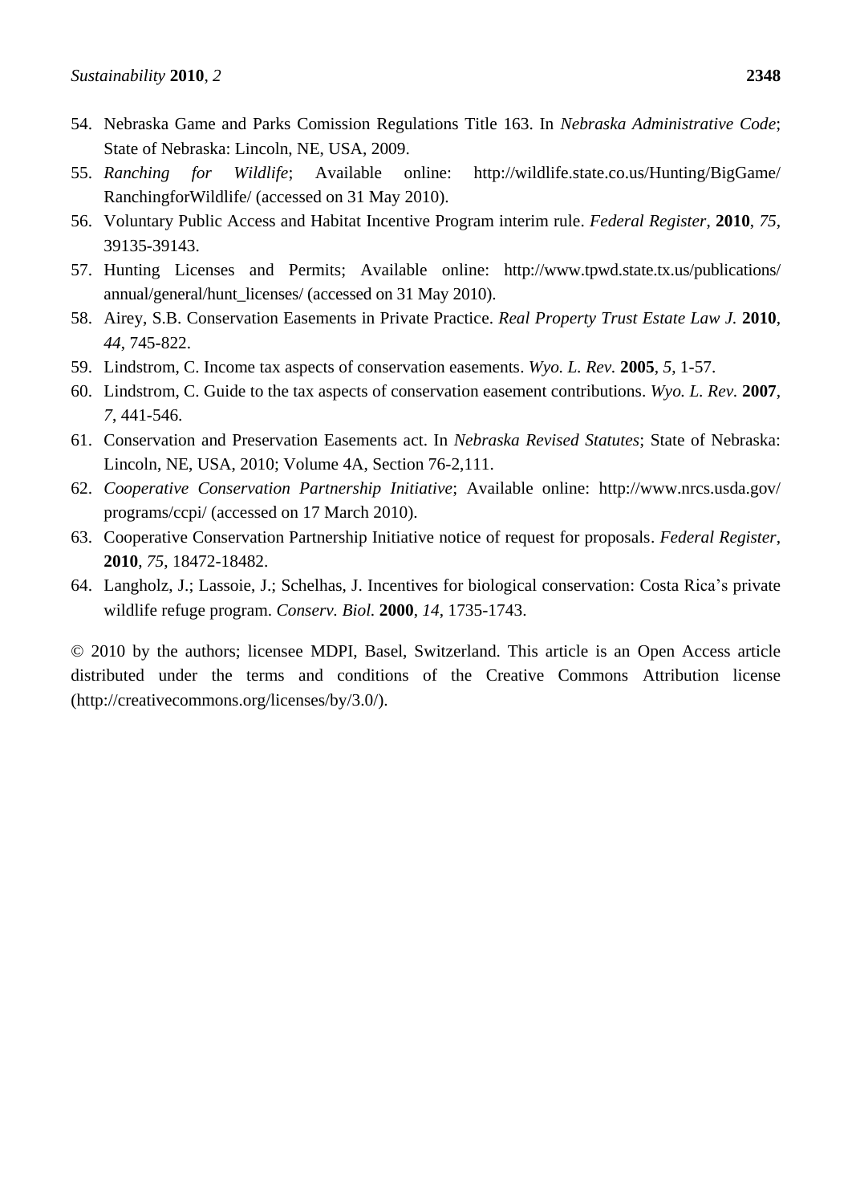54. Nebraska Game and Parks Comission Regulations Title 163. In *Nebraska Administrative Code*; State of Nebraska: Lincoln, NE, USA, 2009.
55. *Ranching for Wildlife*; Available online: http://wildlife.state.co.us/Hunting/BigGame/RanchingforWildlife/ (accessed on 31 May 2010).
56. Voluntary Public Access and Habitat Incentive Program interim rule. *Federal Register*, **2010**, *75*, 39135-39143.
57. Hunting Licenses and Permits; Available online: http://www.tpwd.state.tx.us/publications/annual/general/hunt_licenses/ (accessed on 31 May 2010).
58. Airey, S.B. Conservation Easements in Private Practice. *Real Property Trust Estate Law J.* **2010**, *44*, 745-822.
59. Lindstrom, C. Income tax aspects of conservation easements. *Wyo. L. Rev.* **2005**, *5*, 1-57.
60. Lindstrom, C. Guide to the tax aspects of conservation easement contributions. *Wyo. L. Rev.* **2007**, *7*, 441-546.
61. Conservation and Preservation Easements act. In *Nebraska Revised Statutes*; State of Nebraska: Lincoln, NE, USA, 2010; Volume 4A, Section 76-2,111.
62. *Cooperative Conservation Partnership Initiative*; Available online: http://www.nrcs.usda.gov/programs/ccpi/ (accessed on 17 March 2010).
63. Cooperative Conservation Partnership Initiative notice of request for proposals. *Federal Register*, **2010**, *75*, 18472-18482.
64. Langholz, J.; Lassoie, J.; Schelhas, J. Incentives for biological conservation: Costa Rica's private wildlife refuge program. *Conserv. Biol.* **2000**, *14*, 1735-1743.

© 2010 by the authors; licensee MDPI, Basel, Switzerland. This article is an Open Access article distributed under the terms and conditions of the Creative Commons Attribution license (http://creativecommons.org/licenses/by/3.0/).